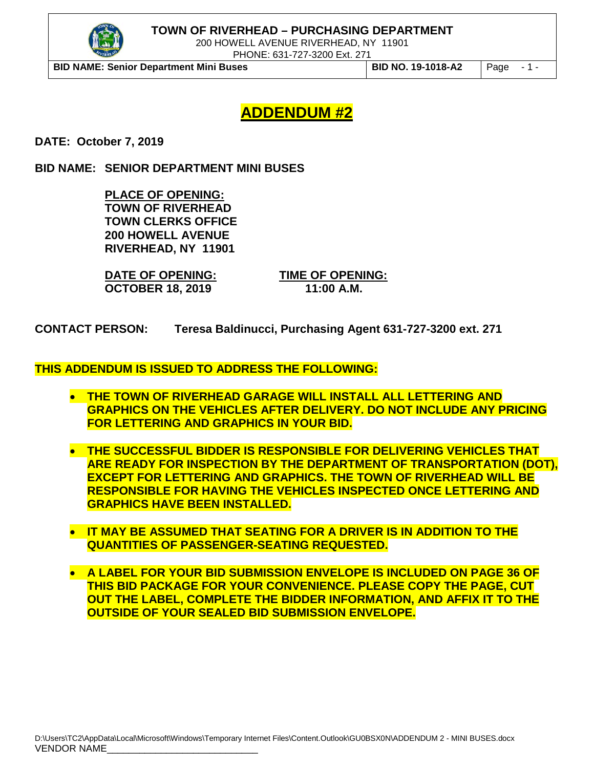# ADDENDUM #2

**DATE: October 7, 2019**

**BID NAME: SENIOR DEPARTMENT MINI BUSES**

**PLACE OF OPENING:**
**TOWN OF RIVERHEAD**
**TOWN CLERKS OFFICE**
**200 HOWELL AVENUE**
**RIVERHEAD, NY 11901**

| **DATE OF OPENING:** | **TIME OF OPENING:** |
|---|---|
| **OCTOBER 18, 2019** | **11:00 A.M.** |

**CONTACT PERSON: Teresa Baldinucci, Purchasing Agent 631-727-3200 ext. 271**

**THIS ADDENDUM IS ISSUED TO ADDRESS THE FOLLOWING:**

- **THE TOWN OF RIVERHEAD GARAGE WILL INSTALL ALL LETTERING AND GRAPHICS ON THE VEHICLES AFTER DELIVERY. DO NOT INCLUDE ANY PRICING FOR LETTERING AND GRAPHICS IN YOUR BID.**

- **THE SUCCESSFUL BIDDER IS RESPONSIBLE FOR DELIVERING VEHICLES THAT ARE READY FOR INSPECTION BY THE DEPARTMENT OF TRANSPORTATION (DOT), EXCEPT FOR LETTERING AND GRAPHICS. THE TOWN OF RIVERHEAD WILL BE RESPONSIBLE FOR HAVING THE VEHICLES INSPECTED ONCE LETTERING AND GRAPHICS HAVE BEEN INSTALLED.**

- **IT MAY BE ASSUMED THAT SEATING FOR A DRIVER IS IN ADDITION TO THE QUANTITIES OF PASSENGER-SEATING REQUESTED.**

- **A LABEL FOR YOUR BID SUBMISSION ENVELOPE IS INCLUDED ON PAGE 36 OF THIS BID PACKAGE FOR YOUR CONVENIENCE. PLEASE COPY THE PAGE, CUT OUT THE LABEL, COMPLETE THE BIDDER INFORMATION, AND AFFIX IT TO THE OUTSIDE OF YOUR SEALED BID SUBMISSION ENVELOPE.**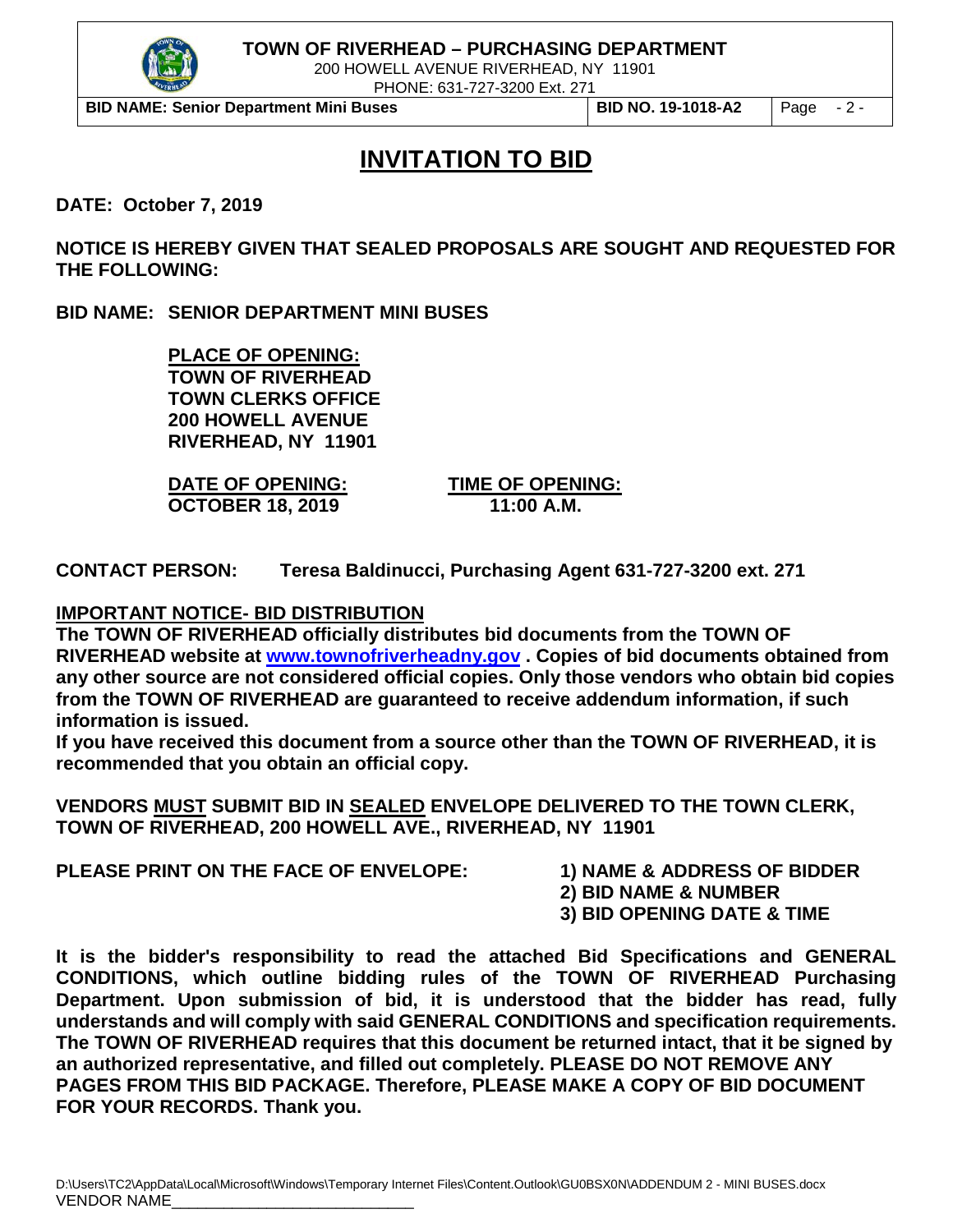# INVITATION TO BID

**DATE: October 7, 2019**

**NOTICE IS HEREBY GIVEN THAT SEALED PROPOSALS ARE SOUGHT AND REQUESTED FOR THE FOLLOWING:**

**BID NAME: SENIOR DEPARTMENT MINI BUSES**

**PLACE OF OPENING:**
**TOWN OF RIVERHEAD**
**TOWN CLERKS OFFICE**
**200 HOWELL AVENUE**
**RIVERHEAD, NY 11901**

| DATE OF OPENING: | TIME OF OPENING: |
| --- | --- |
| OCTOBER 18, 2019 | 11:00 A.M. |

**CONTACT PERSON: Teresa Baldinucci, Purchasing Agent 631-727-3200 ext. 271**

**IMPORTANT NOTICE- BID DISTRIBUTION**

**The TOWN OF RIVERHEAD officially distributes bid documents from the TOWN OF RIVERHEAD website at www.townofriverheadny.gov . Copies of bid documents obtained from any other source are not considered official copies. Only those vendors who obtain bid copies from the TOWN OF RIVERHEAD are guaranteed to receive addendum information, if such information is issued.**

**If you have received this document from a source other than the TOWN OF RIVERHEAD, it is recommended that you obtain an official copy.**

**VENDORS MUST SUBMIT BID IN SEALED ENVELOPE DELIVERED TO THE TOWN CLERK, TOWN OF RIVERHEAD, 200 HOWELL AVE., RIVERHEAD, NY 11901**

**PLEASE PRINT ON THE FACE OF ENVELOPE:**

**1) NAME & ADDRESS OF BIDDER**
**2) BID NAME & NUMBER**
**3) BID OPENING DATE & TIME**

**It is the bidder's responsibility to read the attached Bid Specifications and GENERAL CONDITIONS, which outline bidding rules of the TOWN OF RIVERHEAD Purchasing Department. Upon submission of bid, it is understood that the bidder has read, fully understands and will comply with said GENERAL CONDITIONS and specification requirements. The TOWN OF RIVERHEAD requires that this document be returned intact, that it be signed by an authorized representative, and filled out completely. PLEASE DO NOT REMOVE ANY PAGES FROM THIS BID PACKAGE. Therefore, PLEASE MAKE A COPY OF BID DOCUMENT FOR YOUR RECORDS. Thank you.**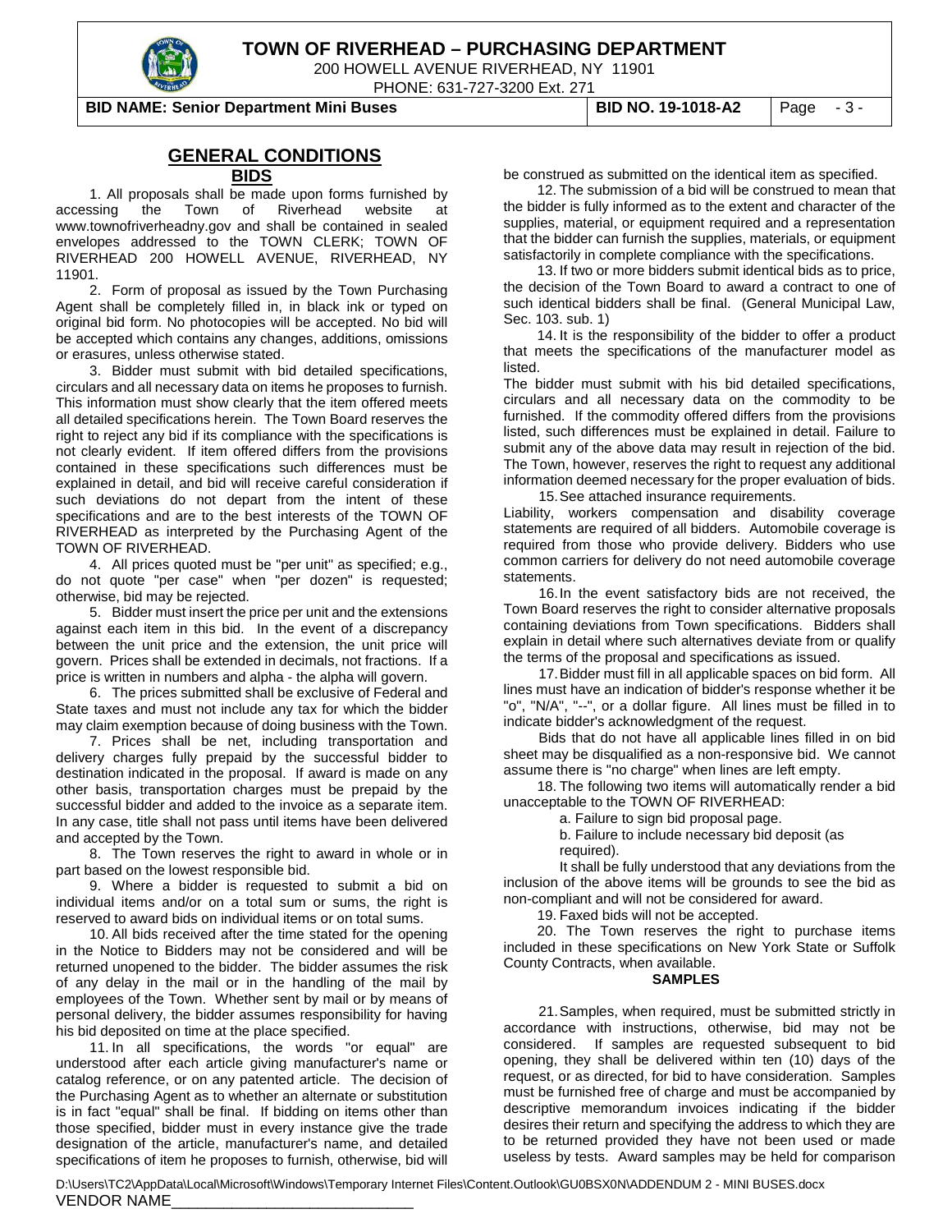## GENERAL CONDITIONS

### BIDS

1. All proposals shall be made upon forms furnished by accessing the Town of Riverhead website at www.townofriverheadny.gov and shall be contained in sealed envelopes addressed to the TOWN CLERK; TOWN OF RIVERHEAD 200 HOWELL AVENUE, RIVERHEAD, NY 11901.

2. Form of proposal as issued by the Town Purchasing Agent shall be completely filled in, in black ink or typed on original bid form. No photocopies will be accepted. No bid will be accepted which contains any changes, additions, omissions or erasures, unless otherwise stated.

3. Bidder must submit with bid detailed specifications, circulars and all necessary data on items he proposes to furnish. This information must show clearly that the item offered meets all detailed specifications herein. The Town Board reserves the right to reject any bid if its compliance with the specifications is not clearly evident. If item offered differs from the provisions contained in these specifications such differences must be explained in detail, and bid will receive careful consideration if such deviations do not depart from the intent of these specifications and are to the best interests of the TOWN OF RIVERHEAD as interpreted by the Purchasing Agent of the TOWN OF RIVERHEAD.

4. All prices quoted must be "per unit" as specified; e.g., do not quote "per case" when "per dozen" is requested; otherwise, bid may be rejected.

5. Bidder must insert the price per unit and the extensions against each item in this bid. In the event of a discrepancy between the unit price and the extension, the unit price will govern. Prices shall be extended in decimals, not fractions. If a price is written in numbers and alpha - the alpha will govern.

6. The prices submitted shall be exclusive of Federal and State taxes and must not include any tax for which the bidder may claim exemption because of doing business with the Town.

7. Prices shall be net, including transportation and delivery charges fully prepaid by the successful bidder to destination indicated in the proposal. If award is made on any other basis, transportation charges must be prepaid by the successful bidder and added to the invoice as a separate item. In any case, title shall not pass until items have been delivered and accepted by the Town.

8. The Town reserves the right to award in whole or in part based on the lowest responsible bid.

9. Where a bidder is requested to submit a bid on individual items and/or on a total sum or sums, the right is reserved to award bids on individual items or on total sums.

10. All bids received after the time stated for the opening in the Notice to Bidders may not be considered and will be returned unopened to the bidder. The bidder assumes the risk of any delay in the mail or in the handling of the mail by employees of the Town. Whether sent by mail or by means of personal delivery, the bidder assumes responsibility for having his bid deposited on time at the place specified.

11. In all specifications, the words "or equal" are understood after each article giving manufacturer's name or catalog reference, or on any patented article. The decision of the Purchasing Agent as to whether an alternate or substitution is in fact "equal" shall be final. If bidding on items other than those specified, bidder must in every instance give the trade designation of the article, manufacturer's name, and detailed specifications of item he proposes to furnish, otherwise, bid will be construed as submitted on the identical item as specified.

12. The submission of a bid will be construed to mean that the bidder is fully informed as to the extent and character of the supplies, material, or equipment required and a representation that the bidder can furnish the supplies, materials, or equipment satisfactorily in complete compliance with the specifications.

13. If two or more bidders submit identical bids as to price, the decision of the Town Board to award a contract to one of such identical bidders shall be final. (General Municipal Law, Sec. 103. sub. 1)

14. It is the responsibility of the bidder to offer a product that meets the specifications of the manufacturer model as listed.

The bidder must submit with his bid detailed specifications, circulars and all necessary data on the commodity to be furnished. If the commodity offered differs from the provisions listed, such differences must be explained in detail. Failure to submit any of the above data may result in rejection of the bid. The Town, however, reserves the right to request any additional information deemed necessary for the proper evaluation of bids.

15. See attached insurance requirements.

Liability, workers compensation and disability coverage statements are required of all bidders. Automobile coverage is required from those who provide delivery. Bidders who use common carriers for delivery do not need automobile coverage statements.

16. In the event satisfactory bids are not received, the Town Board reserves the right to consider alternative proposals containing deviations from Town specifications. Bidders shall explain in detail where such alternatives deviate from or qualify the terms of the proposal and specifications as issued.

17. Bidder must fill in all applicable spaces on bid form. All lines must have an indication of bidder's response whether it be "o", "N/A", "--", or a dollar figure. All lines must be filled in to indicate bidder's acknowledgment of the request.

Bids that do not have all applicable lines filled in on bid sheet may be disqualified as a non-responsive bid. We cannot assume there is "no charge" when lines are left empty.

18. The following two items will automatically render a bid unacceptable to the TOWN OF RIVERHEAD:

a. Failure to sign bid proposal page.

b. Failure to include necessary bid deposit (as required).

It shall be fully understood that any deviations from the inclusion of the above items will be grounds to see the bid as non-compliant and will not be considered for award.

19. Faxed bids will not be accepted.

20. The Town reserves the right to purchase items included in these specifications on New York State or Suffolk County Contracts, when available.

### SAMPLES

21. Samples, when required, must be submitted strictly in accordance with instructions, otherwise, bid may not be considered. If samples are requested subsequent to bid opening, they shall be delivered within ten (10) days of the request, or as directed, for bid to have consideration. Samples must be furnished free of charge and must be accompanied by descriptive memorandum invoices indicating if the bidder desires their return and specifying the address to which they are to be returned provided they have not been used or made useless by tests. Award samples may be held for comparison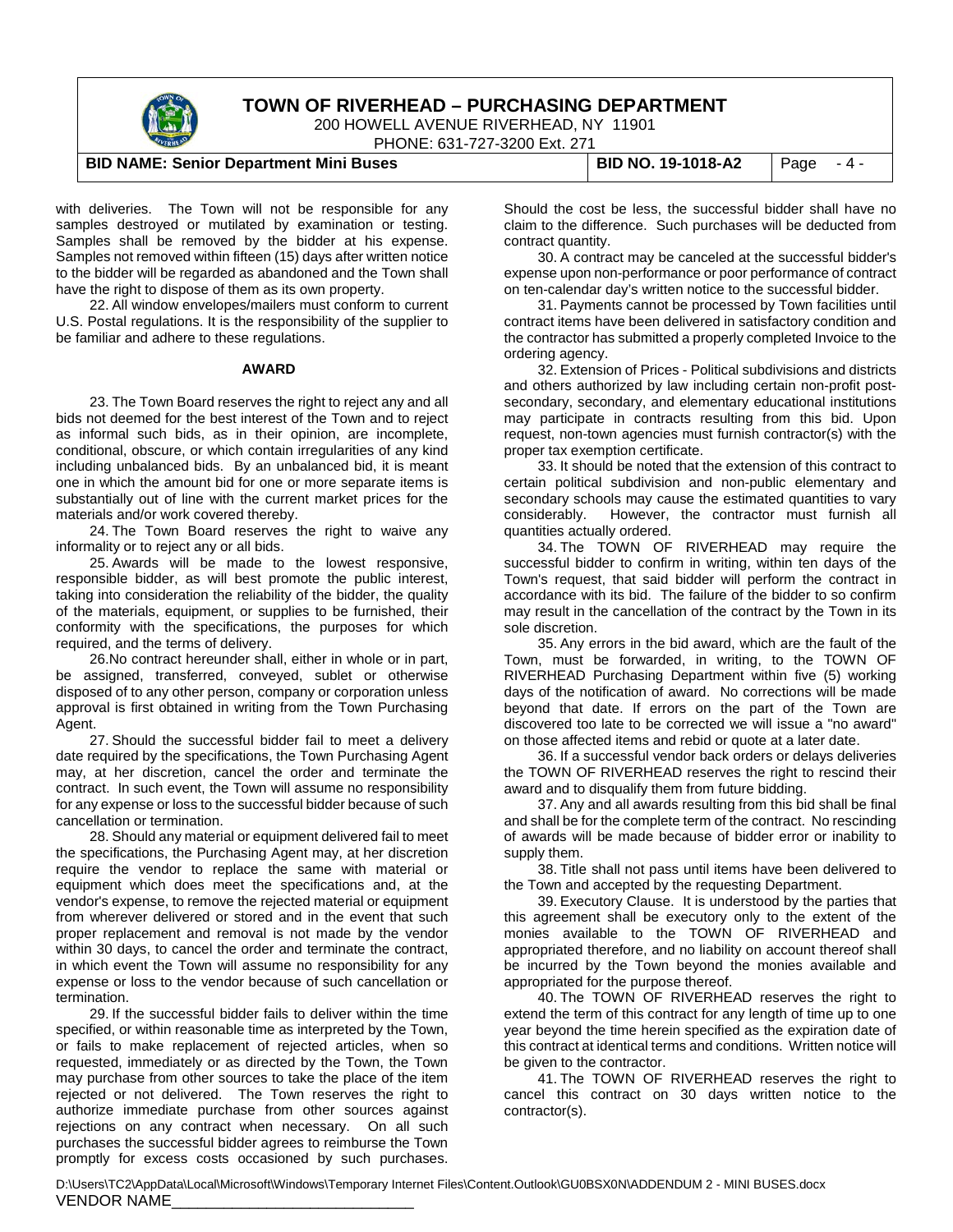with deliveries. The Town will not be responsible for any samples destroyed or mutilated by examination or testing. Samples shall be removed by the bidder at his expense. Samples not removed within fifteen (15) days after written notice to the bidder will be regarded as abandoned and the Town shall have the right to dispose of them as its own property.

22. All window envelopes/mailers must conform to current U.S. Postal regulations. It is the responsibility of the supplier to be familiar and adhere to these regulations.

**AWARD**

23. The Town Board reserves the right to reject any and all bids not deemed for the best interest of the Town and to reject as informal such bids, as in their opinion, are incomplete, conditional, obscure, or which contain irregularities of any kind including unbalanced bids. By an unbalanced bid, it is meant one in which the amount bid for one or more separate items is substantially out of line with the current market prices for the materials and/or work covered thereby.

24. The Town Board reserves the right to waive any informality or to reject any or all bids.

25. Awards will be made to the lowest responsive, responsible bidder, as will best promote the public interest, taking into consideration the reliability of the bidder, the quality of the materials, equipment, or supplies to be furnished, their conformity with the specifications, the purposes for which required, and the terms of delivery.

26. No contract hereunder shall, either in whole or in part, be assigned, transferred, conveyed, sublet or otherwise disposed of to any other person, company or corporation unless approval is first obtained in writing from the Town Purchasing Agent.

27. Should the successful bidder fail to meet a delivery date required by the specifications, the Town Purchasing Agent may, at her discretion, cancel the order and terminate the contract. In such event, the Town will assume no responsibility for any expense or loss to the successful bidder because of such cancellation or termination.

28. Should any material or equipment delivered fail to meet the specifications, the Purchasing Agent may, at her discretion require the vendor to replace the same with material or equipment which does meet the specifications and, at the vendor's expense, to remove the rejected material or equipment from wherever delivered or stored and in the event that such proper replacement and removal is not made by the vendor within 30 days, to cancel the order and terminate the contract, in which event the Town will assume no responsibility for any expense or loss to the vendor because of such cancellation or termination.

29. If the successful bidder fails to deliver within the time specified, or within reasonable time as interpreted by the Town, or fails to make replacement of rejected articles, when so requested, immediately or as directed by the Town, the Town may purchase from other sources to take the place of the item rejected or not delivered. The Town reserves the right to authorize immediate purchase from other sources against rejections on any contract when necessary. On all such purchases the successful bidder agrees to reimburse the Town promptly for excess costs occasioned by such purchases. Should the cost be less, the successful bidder shall have no claim to the difference. Such purchases will be deducted from contract quantity.

30. A contract may be canceled at the successful bidder's expense upon non-performance or poor performance of contract on ten-calendar day's written notice to the successful bidder.

31. Payments cannot be processed by Town facilities until contract items have been delivered in satisfactory condition and the contractor has submitted a properly completed Invoice to the ordering agency.

32. Extension of Prices - Political subdivisions and districts and others authorized by law including certain non-profit post-secondary, secondary, and elementary educational institutions may participate in contracts resulting from this bid. Upon request, non-town agencies must furnish contractor(s) with the proper tax exemption certificate.

33. It should be noted that the extension of this contract to certain political subdivision and non-public elementary and secondary schools may cause the estimated quantities to vary considerably. However, the contractor must furnish all quantities actually ordered.

34. The TOWN OF RIVERHEAD may require the successful bidder to confirm in writing, within ten days of the Town's request, that said bidder will perform the contract in accordance with its bid. The failure of the bidder to so confirm may result in the cancellation of the contract by the Town in its sole discretion.

35. Any errors in the bid award, which are the fault of the Town, must be forwarded, in writing, to the TOWN OF RIVERHEAD Purchasing Department within five (5) working days of the notification of award. No corrections will be made beyond that date. If errors on the part of the Town are discovered too late to be corrected we will issue a "no award" on those affected items and rebid or quote at a later date.

36. If a successful vendor back orders or delays deliveries the TOWN OF RIVERHEAD reserves the right to rescind their award and to disqualify them from future bidding.

37. Any and all awards resulting from this bid shall be final and shall be for the complete term of the contract. No rescinding of awards will be made because of bidder error or inability to supply them.

38. Title shall not pass until items have been delivered to the Town and accepted by the requesting Department.

39. Executory Clause. It is understood by the parties that this agreement shall be executory only to the extent of the monies available to the TOWN OF RIVERHEAD and appropriated therefore, and no liability on account thereof shall be incurred by the Town beyond the monies available and appropriated for the purpose thereof.

40. The TOWN OF RIVERHEAD reserves the right to extend the term of this contract for any length of time up to one year beyond the time herein specified as the expiration date of this contract at identical terms and conditions. Written notice will be given to the contractor.

41. The TOWN OF RIVERHEAD reserves the right to cancel this contract on 30 days written notice to the contractor(s).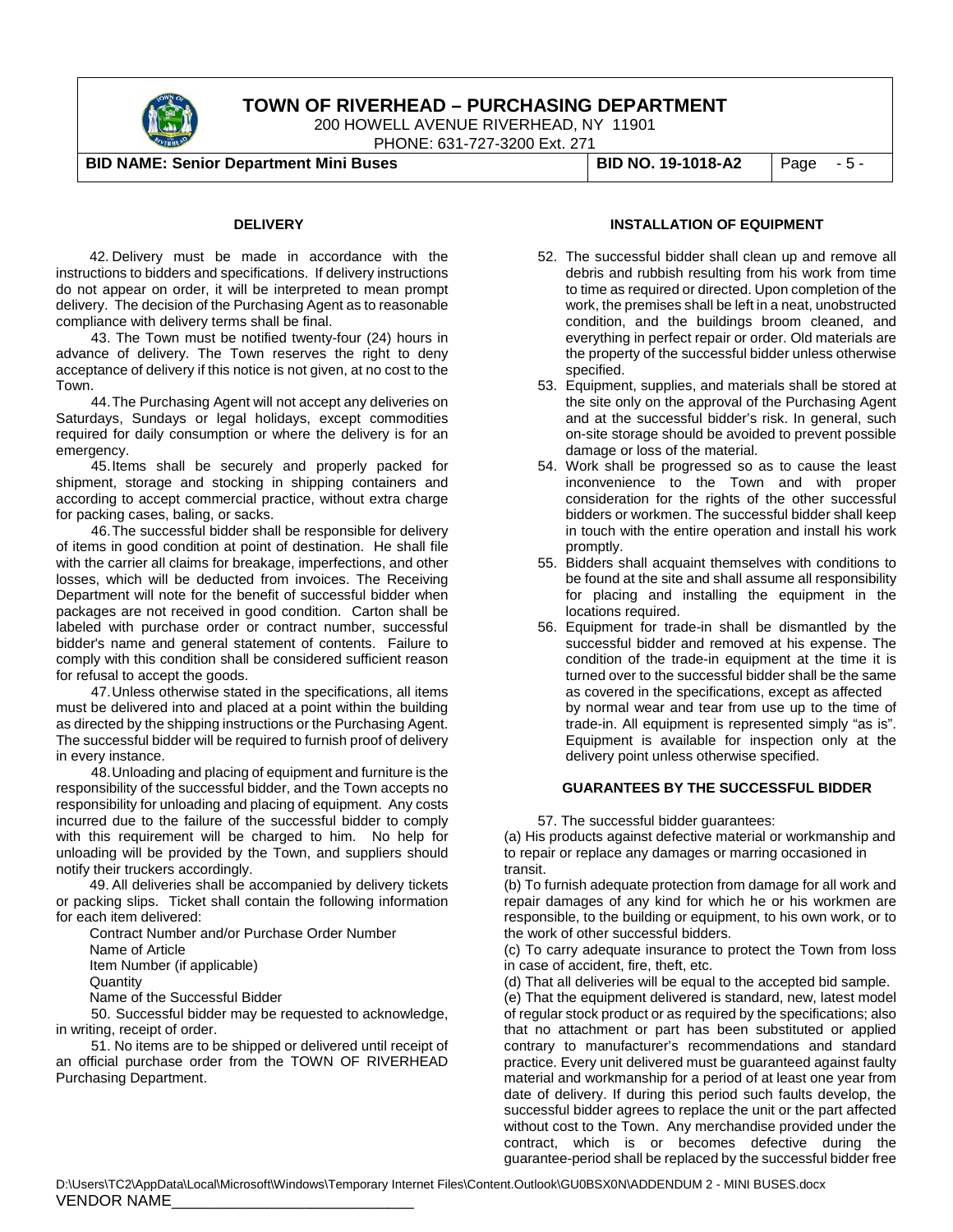## DELIVERY

42. Delivery must be made in accordance with the instructions to bidders and specifications. If delivery instructions do not appear on order, it will be interpreted to mean prompt delivery. The decision of the Purchasing Agent as to reasonable compliance with delivery terms shall be final.

43. The Town must be notified twenty-four (24) hours in advance of delivery. The Town reserves the right to deny acceptance of delivery if this notice is not given, at no cost to the Town.

44. The Purchasing Agent will not accept any deliveries on Saturdays, Sundays or legal holidays, except commodities required for daily consumption or where the delivery is for an emergency.

45. Items shall be securely and properly packed for shipment, storage and stocking in shipping containers and according to accept commercial practice, without extra charge for packing cases, baling, or sacks.

46. The successful bidder shall be responsible for delivery of items in good condition at point of destination. He shall file with the carrier all claims for breakage, imperfections, and other losses, which will be deducted from invoices. The Receiving Department will note for the benefit of successful bidder when packages are not received in good condition. Carton shall be labeled with purchase order or contract number, successful bidder's name and general statement of contents. Failure to comply with this condition shall be considered sufficient reason for refusal to accept the goods.

47. Unless otherwise stated in the specifications, all items must be delivered into and placed at a point within the building as directed by the shipping instructions or the Purchasing Agent. The successful bidder will be required to furnish proof of delivery in every instance.

48. Unloading and placing of equipment and furniture is the responsibility of the successful bidder, and the Town accepts no responsibility for unloading and placing of equipment. Any costs incurred due to the failure of the successful bidder to comply with this requirement will be charged to him. No help for unloading will be provided by the Town, and suppliers should notify their truckers accordingly.

49. All deliveries shall be accompanied by delivery tickets or packing slips. Ticket shall contain the following information for each item delivered:

Contract Number and/or Purchase Order Number
Name of Article
Item Number (if applicable)
Quantity
Name of the Successful Bidder

50. Successful bidder may be requested to acknowledge, in writing, receipt of order.

51. No items are to be shipped or delivered until receipt of an official purchase order from the TOWN OF RIVERHEAD Purchasing Department.

## INSTALLATION OF EQUIPMENT

52. The successful bidder shall clean up and remove all debris and rubbish resulting from his work from time to time as required or directed. Upon completion of the work, the premises shall be left in a neat, unobstructed condition, and the buildings broom cleaned, and everything in perfect repair or order. Old materials are the property of the successful bidder unless otherwise specified.
53. Equipment, supplies, and materials shall be stored at the site only on the approval of the Purchasing Agent and at the successful bidder's risk. In general, such on-site storage should be avoided to prevent possible damage or loss of the material.
54. Work shall be progressed so as to cause the least inconvenience to the Town and with proper consideration for the rights of the other successful bidders or workmen. The successful bidder shall keep in touch with the entire operation and install his work promptly.
55. Bidders shall acquaint themselves with conditions to be found at the site and shall assume all responsibility for placing and installing the equipment in the locations required.
56. Equipment for trade-in shall be dismantled by the successful bidder and removed at his expense. The condition of the trade-in equipment at the time it is turned over to the successful bidder shall be the same as covered in the specifications, except as affected by normal wear and tear from use up to the time of trade-in. All equipment is represented simply "as is". Equipment is available for inspection only at the delivery point unless otherwise specified.

## GUARANTEES BY THE SUCCESSFUL BIDDER

57. The successful bidder guarantees:

(a) His products against defective material or workmanship and to repair or replace any damages or marring occasioned in transit.

(b) To furnish adequate protection from damage for all work and repair damages of any kind for which he or his workmen are responsible, to the building or equipment, to his own work, or to the work of other successful bidders.

(c) To carry adequate insurance to protect the Town from loss in case of accident, fire, theft, etc.

(d) That all deliveries will be equal to the accepted bid sample.

(e) That the equipment delivered is standard, new, latest model of regular stock product or as required by the specifications; also that no attachment or part has been substituted or applied contrary to manufacturer's recommendations and standard practice. Every unit delivered must be guaranteed against faulty material and workmanship for a period of at least one year from date of delivery. If during this period such faults develop, the successful bidder agrees to replace the unit or the part affected without cost to the Town. Any merchandise provided under the contract, which is or becomes defective during the guarantee-period shall be replaced by the successful bidder free

VENDOR NAME_____________________________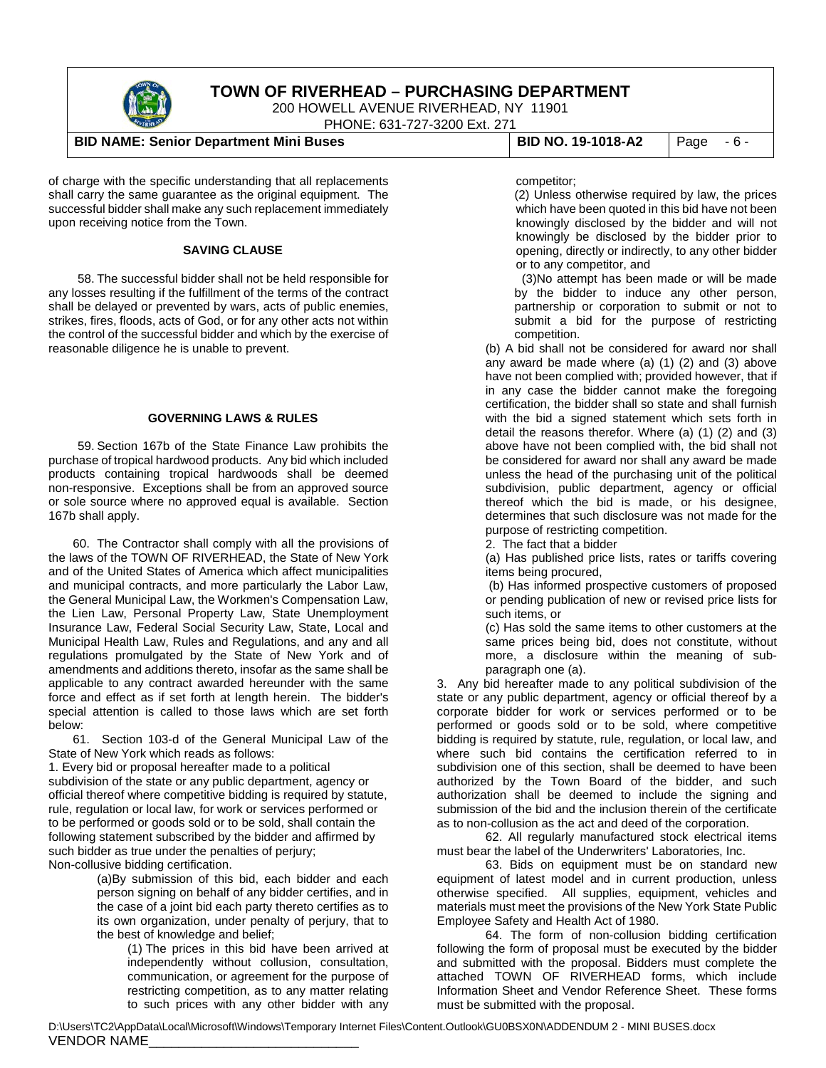of charge with the specific understanding that all replacements shall carry the same guarantee as the original equipment. The successful bidder shall make any such replacement immediately upon receiving notice from the Town.

### SAVING CLAUSE

58. The successful bidder shall not be held responsible for any losses resulting if the fulfillment of the terms of the contract shall be delayed or prevented by wars, acts of public enemies, strikes, fires, floods, acts of God, or for any other acts not within the control of the successful bidder and which by the exercise of reasonable diligence he is unable to prevent.

### GOVERNING LAWS & RULES

59. Section 167b of the State Finance Law prohibits the purchase of tropical hardwood products. Any bid which included products containing tropical hardwoods shall be deemed non-responsive. Exceptions shall be from an approved source or sole source where no approved equal is available. Section 167b shall apply.

60. The Contractor shall comply with all the provisions of the laws of the TOWN OF RIVERHEAD, the State of New York and of the United States of America which affect municipalities and municipal contracts, and more particularly the Labor Law, the General Municipal Law, the Workmen's Compensation Law, the Lien Law, Personal Property Law, State Unemployment Insurance Law, Federal Social Security Law, State, Local and Municipal Health Law, Rules and Regulations, and any and all regulations promulgated by the State of New York and of amendments and additions thereto, insofar as the same shall be applicable to any contract awarded hereunder with the same force and effect as if set forth at length herein. The bidder's special attention is called to those laws which are set forth below:

61. Section 103-d of the General Municipal Law of the State of New York which reads as follows:

1. Every bid or proposal hereafter made to a political subdivision of the state or any public department, agency or official thereof where competitive bidding is required by statute, rule, regulation or local law, for work or services performed or to be performed or goods sold or to be sold, shall contain the following statement subscribed by the bidder and affirmed by such bidder as true under the penalties of perjury;

Non-collusive bidding certification.

(a)By submission of this bid, each bidder and each person signing on behalf of any bidder certifies, and in the case of a joint bid each party thereto certifies as to its own organization, under penalty of perjury, that to the best of knowledge and belief;

(1) The prices in this bid have been arrived at independently without collusion, consultation, communication, or agreement for the purpose of restricting competition, as to any matter relating to such prices with any other bidder with any competitor;

(2) Unless otherwise required by law, the prices which have been quoted in this bid have not been knowingly disclosed by the bidder and will not knowingly be disclosed by the bidder prior to opening, directly or indirectly, to any other bidder or to any competitor, and

(3)No attempt has been made or will be made by the bidder to induce any other person, partnership or corporation to submit or not to submit a bid for the purpose of restricting competition.

(b) A bid shall not be considered for award nor shall any award be made where (a) (1) (2) and (3) above have not been complied with; provided however, that if in any case the bidder cannot make the foregoing certification, the bidder shall so state and shall furnish with the bid a signed statement which sets forth in detail the reasons therefor. Where (a) (1) (2) and (3) above have not been complied with, the bid shall not be considered for award nor shall any award be made unless the head of the purchasing unit of the political subdivision, public department, agency or official thereof which the bid is made, or his designee, determines that such disclosure was not made for the purpose of restricting competition.

2. The fact that a bidder

(a) Has published price lists, rates or tariffs covering items being procured,

(b) Has informed prospective customers of proposed or pending publication of new or revised price lists for such items, or

(c) Has sold the same items to other customers at the same prices being bid, does not constitute, without more, a disclosure within the meaning of sub-paragraph one (a).

3. Any bid hereafter made to any political subdivision of the state or any public department, agency or official thereof by a corporate bidder for work or services performed or to be performed or goods sold or to be sold, where competitive bidding is required by statute, rule, regulation, or local law, and where such bid contains the certification referred to in subdivision one of this section, shall be deemed to have been authorized by the Town Board of the bidder, and such authorization shall be deemed to include the signing and submission of the bid and the inclusion therein of the certificate as to non-collusion as the act and deed of the corporation.

62. All regularly manufactured stock electrical items must bear the label of the Underwriters' Laboratories, Inc.

63. Bids on equipment must be on standard new equipment of latest model and in current production, unless otherwise specified. All supplies, equipment, vehicles and materials must meet the provisions of the New York State Public Employee Safety and Health Act of 1980.

64. The form of non-collusion bidding certification following the form of proposal must be executed by the bidder and submitted with the proposal. Bidders must complete the attached TOWN OF RIVERHEAD forms, which include Information Sheet and Vendor Reference Sheet. These forms must be submitted with the proposal.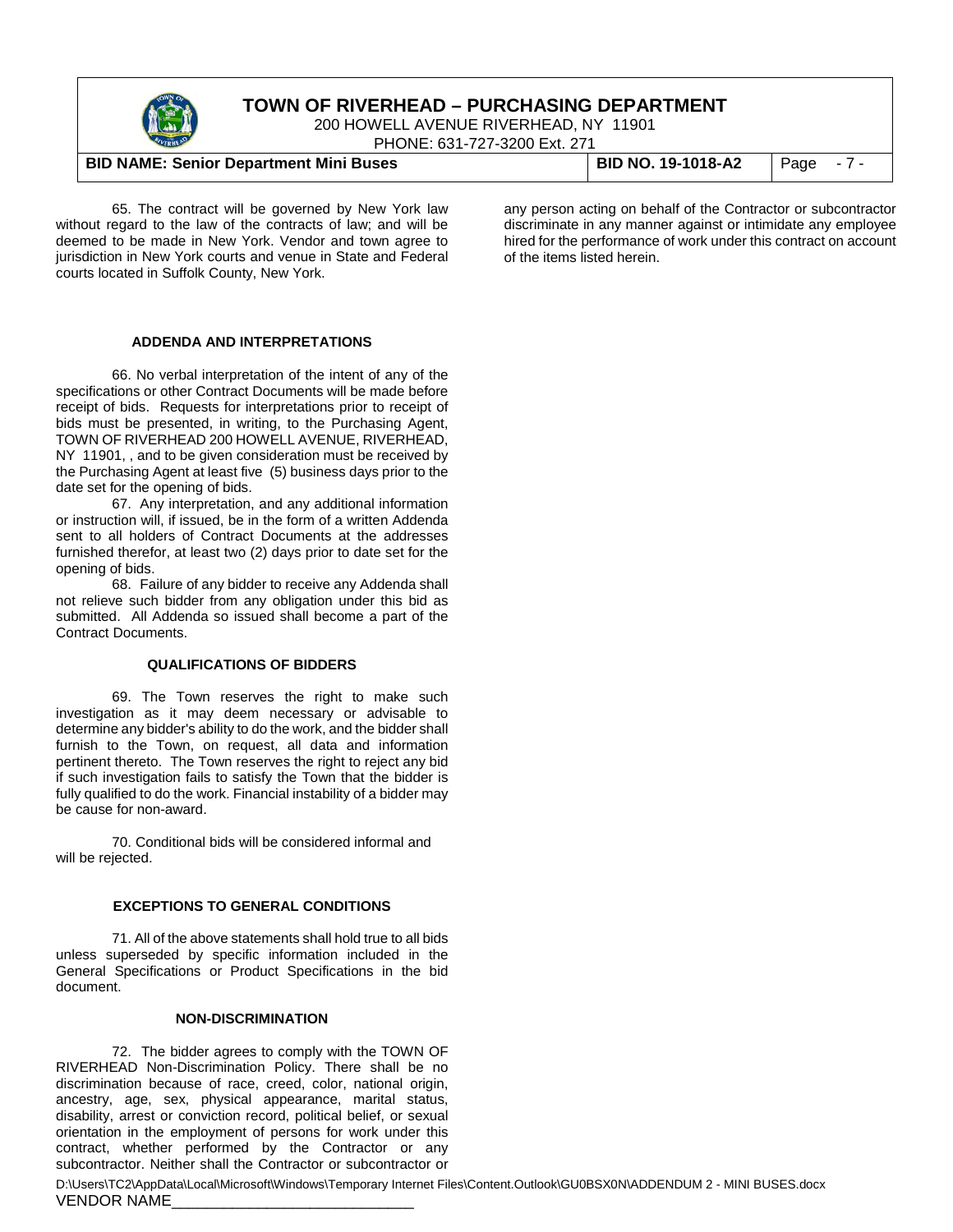65. The contract will be governed by New York law without regard to the law of the contracts of law; and will be deemed to be made in New York. Vendor and town agree to jurisdiction in New York courts and venue in State and Federal courts located in Suffolk County, New York.

### ADDENDA AND INTERPRETATIONS

66. No verbal interpretation of the intent of any of the specifications or other Contract Documents will be made before receipt of bids. Requests for interpretations prior to receipt of bids must be presented, in writing, to the Purchasing Agent, TOWN OF RIVERHEAD 200 HOWELL AVENUE, RIVERHEAD, NY 11901, , and to be given consideration must be received by the Purchasing Agent at least five (5) business days prior to the date set for the opening of bids.

67. Any interpretation, and any additional information or instruction will, if issued, be in the form of a written Addenda sent to all holders of Contract Documents at the addresses furnished therefor, at least two (2) days prior to date set for the opening of bids.

68. Failure of any bidder to receive any Addenda shall not relieve such bidder from any obligation under this bid as submitted. All Addenda so issued shall become a part of the Contract Documents.

### QUALIFICATIONS OF BIDDERS

69. The Town reserves the right to make such investigation as it may deem necessary or advisable to determine any bidder's ability to do the work, and the bidder shall furnish to the Town, on request, all data and information pertinent thereto. The Town reserves the right to reject any bid if such investigation fails to satisfy the Town that the bidder is fully qualified to do the work. Financial instability of a bidder may be cause for non-award.

70. Conditional bids will be considered informal and will be rejected.

### EXCEPTIONS TO GENERAL CONDITIONS

71. All of the above statements shall hold true to all bids unless superseded by specific information included in the General Specifications or Product Specifications in the bid document.

### NON-DISCRIMINATION

72. The bidder agrees to comply with the TOWN OF RIVERHEAD Non-Discrimination Policy. There shall be no discrimination because of race, creed, color, national origin, ancestry, age, sex, physical appearance, marital status, disability, arrest or conviction record, political belief, or sexual orientation in the employment of persons for work under this contract, whether performed by the Contractor or any subcontractor. Neither shall the Contractor or subcontractor or any person acting on behalf of the Contractor or subcontractor discriminate in any manner against or intimidate any employee hired for the performance of work under this contract on account of the items listed herein.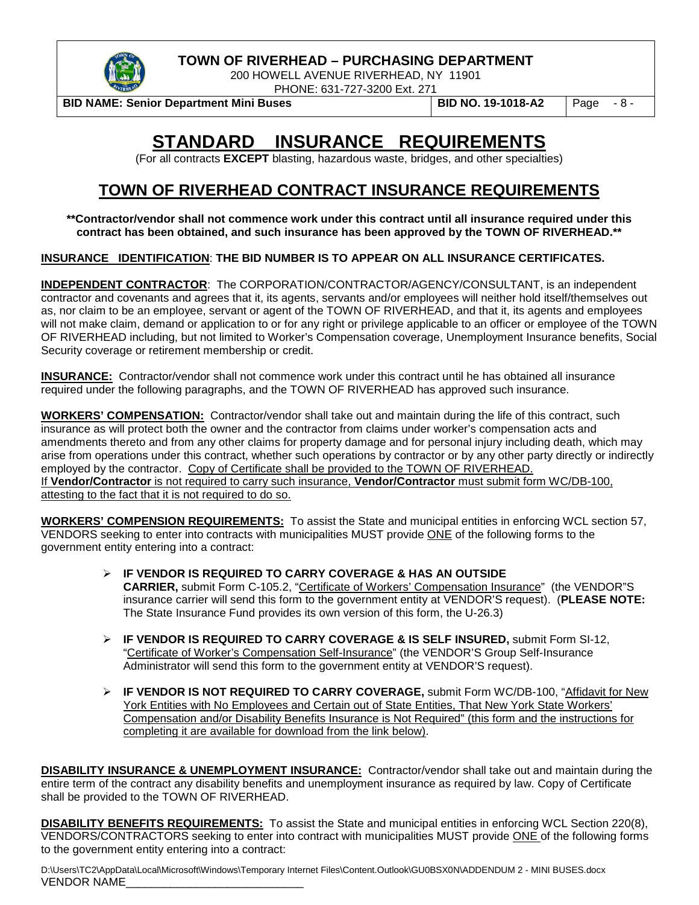# STANDARD INSURANCE REQUIREMENTS

(For all contracts **EXCEPT** blasting, hazardous waste, bridges, and other specialties)

## TOWN OF RIVERHEAD CONTRACT INSURANCE REQUIREMENTS

**\*\*Contractor/vendor shall not commence work under this contract until all insurance required under this contract has been obtained, and such insurance has been approved by the TOWN OF RIVERHEAD.\*\***

**INSURANCE IDENTIFICATION**: **THE BID NUMBER IS TO APPEAR ON ALL INSURANCE CERTIFICATES.**

**INDEPENDENT CONTRACTOR**: The CORPORATION/CONTRACTOR/AGENCY/CONSULTANT, is an independent contractor and covenants and agrees that it, its agents, servants and/or employees will neither hold itself/themselves out as, nor claim to be an employee, servant or agent of the TOWN OF RIVERHEAD, and that it, its agents and employees will not make claim, demand or application to or for any right or privilege applicable to an officer or employee of the TOWN OF RIVERHEAD including, but not limited to Worker's Compensation coverage, Unemployment Insurance benefits, Social Security coverage or retirement membership or credit.

**INSURANCE:** Contractor/vendor shall not commence work under this contract until he has obtained all insurance required under the following paragraphs, and the TOWN OF RIVERHEAD has approved such insurance.

**WORKERS' COMPENSATION:** Contractor/vendor shall take out and maintain during the life of this contract, such insurance as will protect both the owner and the contractor from claims under worker's compensation acts and amendments thereto and from any other claims for property damage and for personal injury including death, which may arise from operations under this contract, whether such operations by contractor or by any other party directly or indirectly employed by the contractor. Copy of Certificate shall be provided to the TOWN OF RIVERHEAD.
If **Vendor/Contractor** is not required to carry such insurance, **Vendor/Contractor** must submit form WC/DB-100, attesting to the fact that it is not required to do so.

**WORKERS' COMPENSION REQUIREMENTS:** To assist the State and municipal entities in enforcing WCL section 57, VENDORS seeking to enter into contracts with municipalities MUST provide ONE of the following forms to the government entity entering into a contract:

- **IF VENDOR IS REQUIRED TO CARRY COVERAGE & HAS AN OUTSIDE CARRIER,** submit Form C-105.2, "Certificate of Workers' Compensation Insurance" (the VENDOR"S insurance carrier will send this form to the government entity at VENDOR'S request). (**PLEASE NOTE:** The State Insurance Fund provides its own version of this form, the U-26.3)

- **IF VENDOR IS REQUIRED TO CARRY COVERAGE & IS SELF INSURED,** submit Form SI-12, "Certificate of Worker's Compensation Self-Insurance" (the VENDOR'S Group Self-Insurance Administrator will send this form to the government entity at VENDOR'S request).

- **IF VENDOR IS NOT REQUIRED TO CARRY COVERAGE,** submit Form WC/DB-100, "Affidavit for New York Entities with No Employees and Certain out of State Entities, That New York State Workers' Compensation and/or Disability Benefits Insurance is Not Required" (this form and the instructions for completing it are available for download from the link below).

**DISABILITY INSURANCE & UNEMPLOYMENT INSURANCE:** Contractor/vendor shall take out and maintain during the entire term of the contract any disability benefits and unemployment insurance as required by law. Copy of Certificate shall be provided to the TOWN OF RIVERHEAD.

**DISABILITY BENEFITS REQUIREMENTS:** To assist the State and municipal entities in enforcing WCL Section 220(8), VENDORS/CONTRACTORS seeking to enter into contract with municipalities MUST provide ONE of the following forms to the government entity entering into a contract: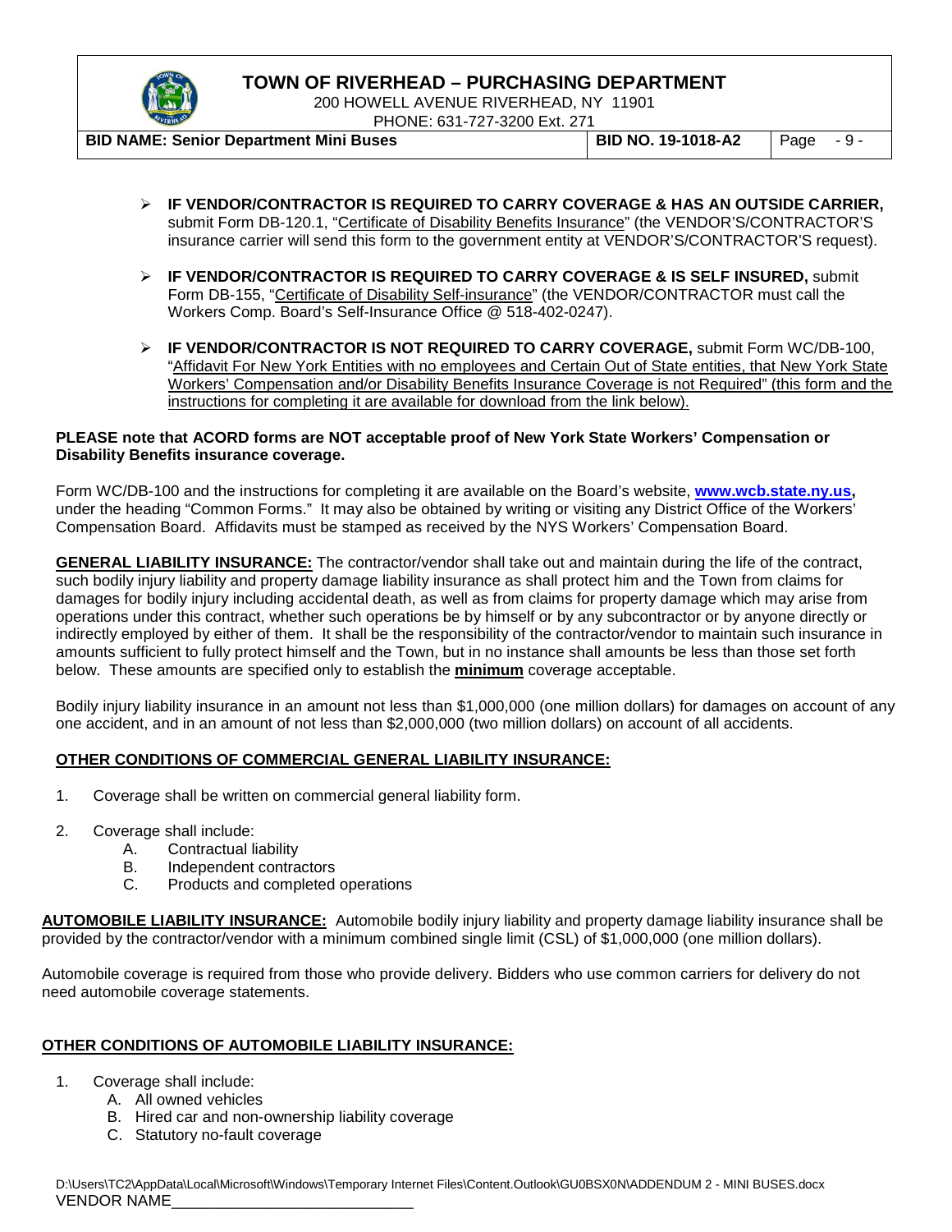- **IF VENDOR/CONTRACTOR IS REQUIRED TO CARRY COVERAGE & HAS AN OUTSIDE CARRIER,** submit Form DB-120.1, "Certificate of Disability Benefits Insurance" (the VENDOR'S/CONTRACTOR'S insurance carrier will send this form to the government entity at VENDOR'S/CONTRACTOR'S request).

- **IF VENDOR/CONTRACTOR IS REQUIRED TO CARRY COVERAGE & IS SELF INSURED,** submit Form DB-155, "Certificate of Disability Self-insurance" (the VENDOR/CONTRACTOR must call the Workers Comp. Board's Self-Insurance Office @ 518-402-0247).

- **IF VENDOR/CONTRACTOR IS NOT REQUIRED TO CARRY COVERAGE,** submit Form WC/DB-100, "Affidavit For New York Entities with no employees and Certain Out of State entities, that New York State Workers' Compensation and/or Disability Benefits Insurance Coverage is not Required" (this form and the instructions for completing it are available for download from the link below).

**PLEASE note that ACORD forms are NOT acceptable proof of New York State Workers' Compensation or Disability Benefits insurance coverage.**

Form WC/DB-100 and the instructions for completing it are available on the Board's website, **www.wcb.state.ny.us,** under the heading "Common Forms." It may also be obtained by writing or visiting any District Office of the Workers' Compensation Board. Affidavits must be stamped as received by the NYS Workers' Compensation Board.

**GENERAL LIABILITY INSURANCE:** The contractor/vendor shall take out and maintain during the life of the contract, such bodily injury liability and property damage liability insurance as shall protect him and the Town from claims for damages for bodily injury including accidental death, as well as from claims for property damage which may arise from operations under this contract, whether such operations be by himself or by any subcontractor or by anyone directly or indirectly employed by either of them. It shall be the responsibility of the contractor/vendor to maintain such insurance in amounts sufficient to fully protect himself and the Town, but in no instance shall amounts be less than those set forth below. These amounts are specified only to establish the **minimum** coverage acceptable.

Bodily injury liability insurance in an amount not less than $1,000,000 (one million dollars) for damages on account of any one accident, and in an amount of not less than $2,000,000 (two million dollars) on account of all accidents.

**OTHER CONDITIONS OF COMMERCIAL GENERAL LIABILITY INSURANCE:**

1. Coverage shall be written on commercial general liability form.

2. Coverage shall include:
   - A. Contractual liability
   - B. Independent contractors
   - C. Products and completed operations

**AUTOMOBILE LIABILITY INSURANCE:** Automobile bodily injury liability and property damage liability insurance shall be provided by the contractor/vendor with a minimum combined single limit (CSL) of $1,000,000 (one million dollars).

Automobile coverage is required from those who provide delivery. Bidders who use common carriers for delivery do not need automobile coverage statements.

**OTHER CONDITIONS OF AUTOMOBILE LIABILITY INSURANCE:**

1. Coverage shall include:
   - A. All owned vehicles
   - B. Hired car and non-ownership liability coverage
   - C. Statutory no-fault coverage

VENDOR NAME_____________________________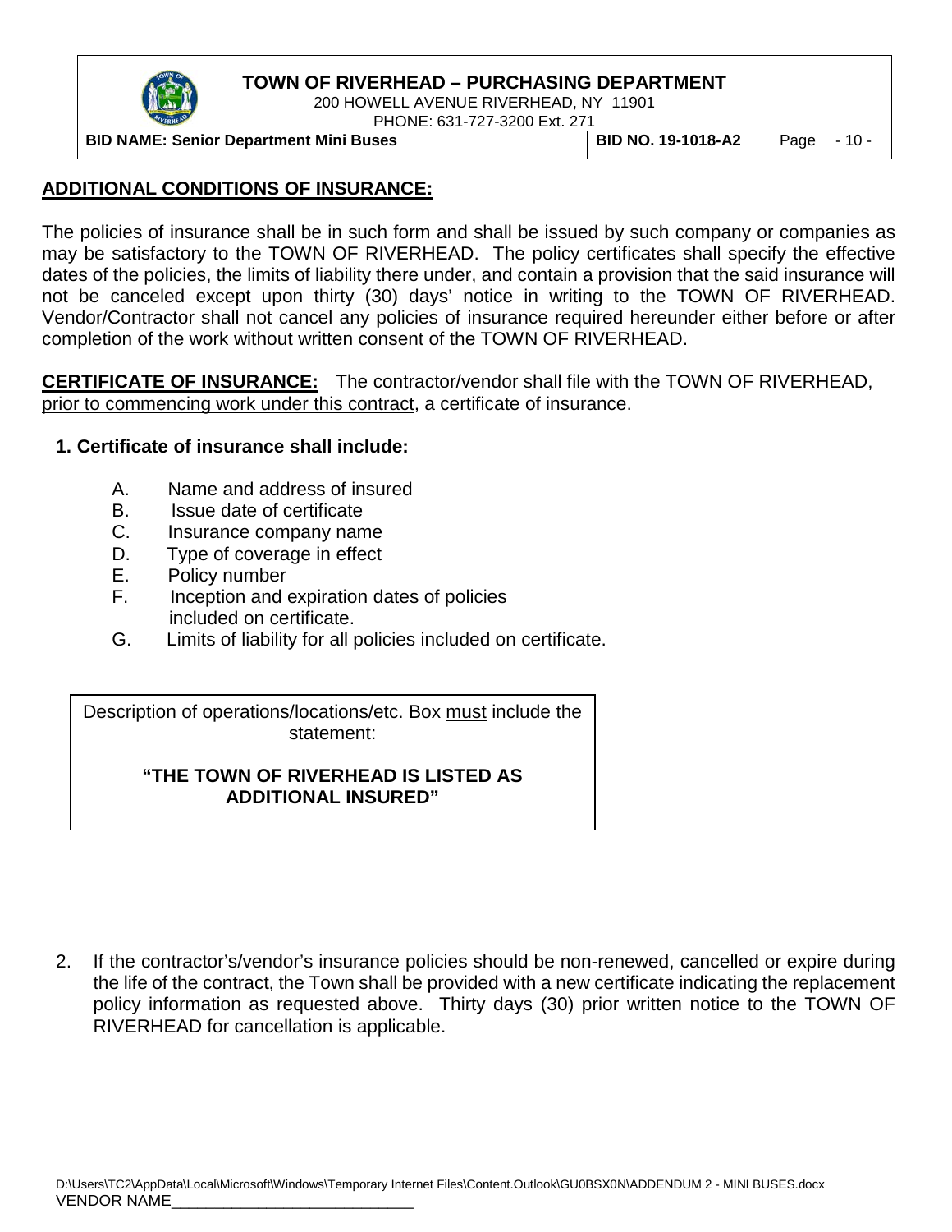## ADDITIONAL CONDITIONS OF INSURANCE:

The policies of insurance shall be in such form and shall be issued by such company or companies as may be satisfactory to the TOWN OF RIVERHEAD. The policy certificates shall specify the effective dates of the policies, the limits of liability there under, and contain a provision that the said insurance will not be canceled except upon thirty (30) days' notice in writing to the TOWN OF RIVERHEAD. Vendor/Contractor shall not cancel any policies of insurance required hereunder either before or after completion of the work without written consent of the TOWN OF RIVERHEAD.

**CERTIFICATE OF INSURANCE:** The contractor/vendor shall file with the TOWN OF RIVERHEAD, prior to commencing work under this contract, a certificate of insurance.

**1. Certificate of insurance shall include:**

A. Name and address of insured
B. Issue date of certificate
C. Insurance company name
D. Type of coverage in effect
E. Policy number
F. Inception and expiration dates of policies included on certificate.
G. Limits of liability for all policies included on certificate.

Description of operations/locations/etc. Box must include the statement:

**"THE TOWN OF RIVERHEAD IS LISTED AS ADDITIONAL INSURED"**

2. If the contractor's/vendor's insurance policies should be non-renewed, cancelled or expire during the life of the contract, the Town shall be provided with a new certificate indicating the replacement policy information as requested above. Thirty days (30) prior written notice to the TOWN OF RIVERHEAD for cancellation is applicable.

VENDOR NAME_____________________________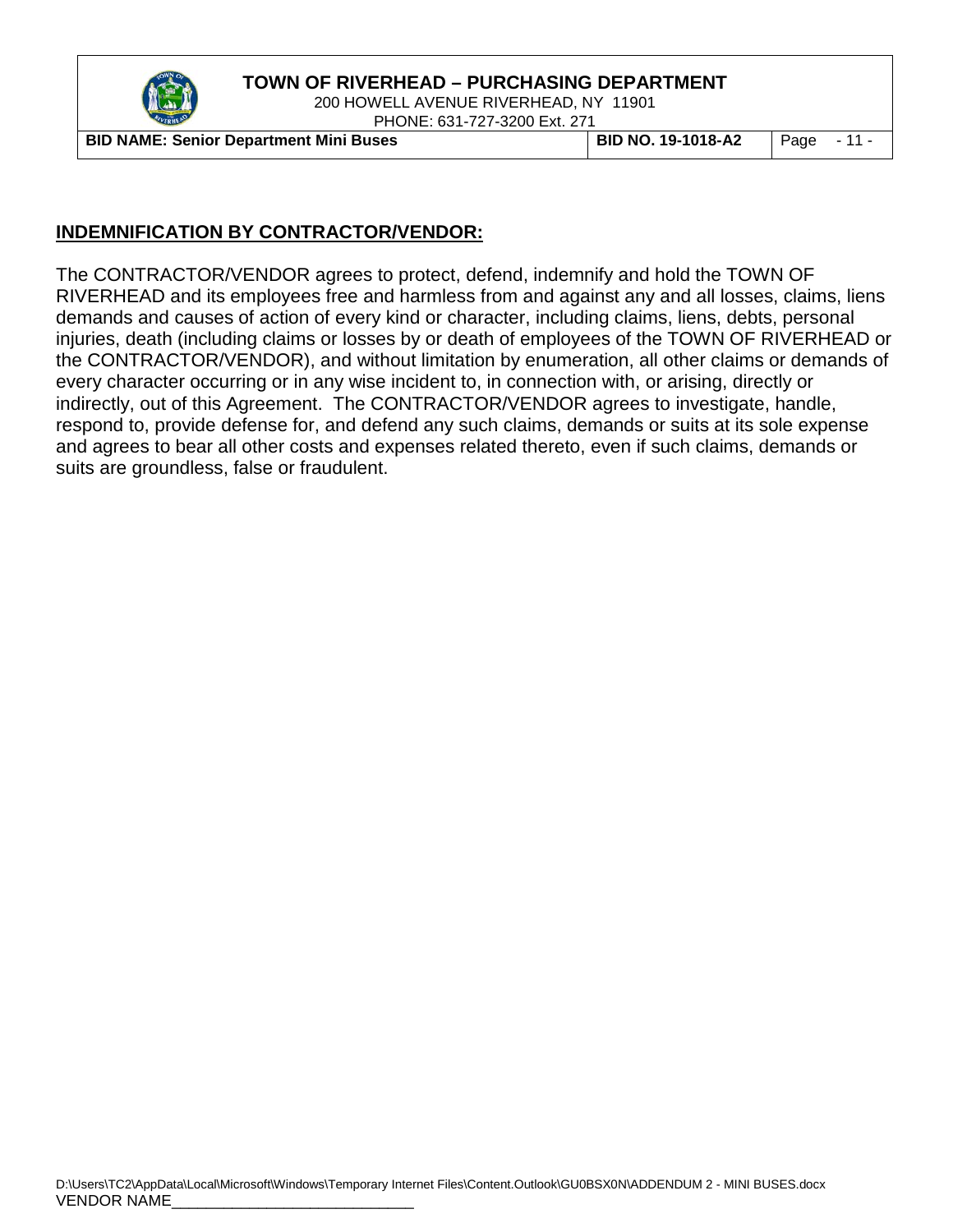## INDEMNIFICATION BY CONTRACTOR/VENDOR:

The CONTRACTOR/VENDOR agrees to protect, defend, indemnify and hold the TOWN OF RIVERHEAD and its employees free and harmless from and against any and all losses, claims, liens demands and causes of action of every kind or character, including claims, liens, debts, personal injuries, death (including claims or losses by or death of employees of the TOWN OF RIVERHEAD or the CONTRACTOR/VENDOR), and without limitation by enumeration, all other claims or demands of every character occurring or in any wise incident to, in connection with, or arising, directly or indirectly, out of this Agreement. The CONTRACTOR/VENDOR agrees to investigate, handle, respond to, provide defense for, and defend any such claims, demands or suits at its sole expense and agrees to bear all other costs and expenses related thereto, even if such claims, demands or suits are groundless, false or fraudulent.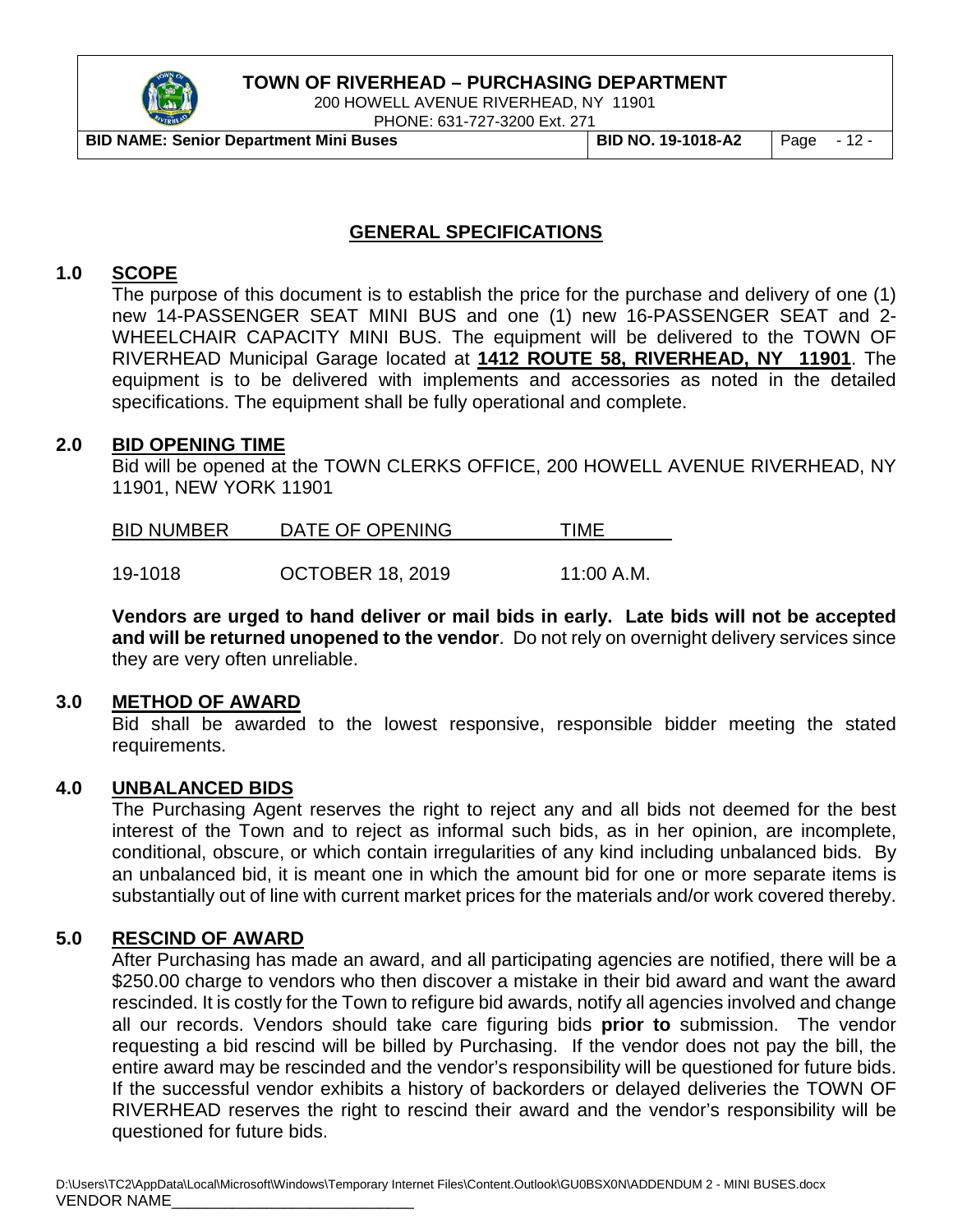## GENERAL SPECIFICATIONS

### 1.0 SCOPE

The purpose of this document is to establish the price for the purchase and delivery of one (1) new 14-PASSENGER SEAT MINI BUS and one (1) new 16-PASSENGER SEAT and 2-WHEELCHAIR CAPACITY MINI BUS. The equipment will be delivered to the TOWN OF RIVERHEAD Municipal Garage located at **1412 ROUTE 58, RIVERHEAD, NY 11901**. The equipment is to be delivered with implements and accessories as noted in the detailed specifications. The equipment shall be fully operational and complete.

### 2.0 BID OPENING TIME

Bid will be opened at the TOWN CLERKS OFFICE, 200 HOWELL AVENUE RIVERHEAD, NY 11901, NEW YORK 11901

| BID NUMBER | DATE OF OPENING | TIME |
|---|---|---|
| 19-1018 | OCTOBER 18, 2019 | 11:00 A.M. |

**Vendors are urged to hand deliver or mail bids in early. Late bids will not be accepted and will be returned unopened to the vendor**. Do not rely on overnight delivery services since they are very often unreliable.

### 3.0 METHOD OF AWARD

Bid shall be awarded to the lowest responsive, responsible bidder meeting the stated requirements.

### 4.0 UNBALANCED BIDS

The Purchasing Agent reserves the right to reject any and all bids not deemed for the best interest of the Town and to reject as informal such bids, as in her opinion, are incomplete, conditional, obscure, or which contain irregularities of any kind including unbalanced bids. By an unbalanced bid, it is meant one in which the amount bid for one or more separate items is substantially out of line with current market prices for the materials and/or work covered thereby.

### 5.0 RESCIND OF AWARD

After Purchasing has made an award, and all participating agencies are notified, there will be a $250.00 charge to vendors who then discover a mistake in their bid award and want the award rescinded. It is costly for the Town to refigure bid awards, notify all agencies involved and change all our records. Vendors should take care figuring bids **prior to** submission. The vendor requesting a bid rescind will be billed by Purchasing. If the vendor does not pay the bill, the entire award may be rescinded and the vendor's responsibility will be questioned for future bids. If the successful vendor exhibits a history of backorders or delayed deliveries the TOWN OF RIVERHEAD reserves the right to rescind their award and the vendor's responsibility will be questioned for future bids.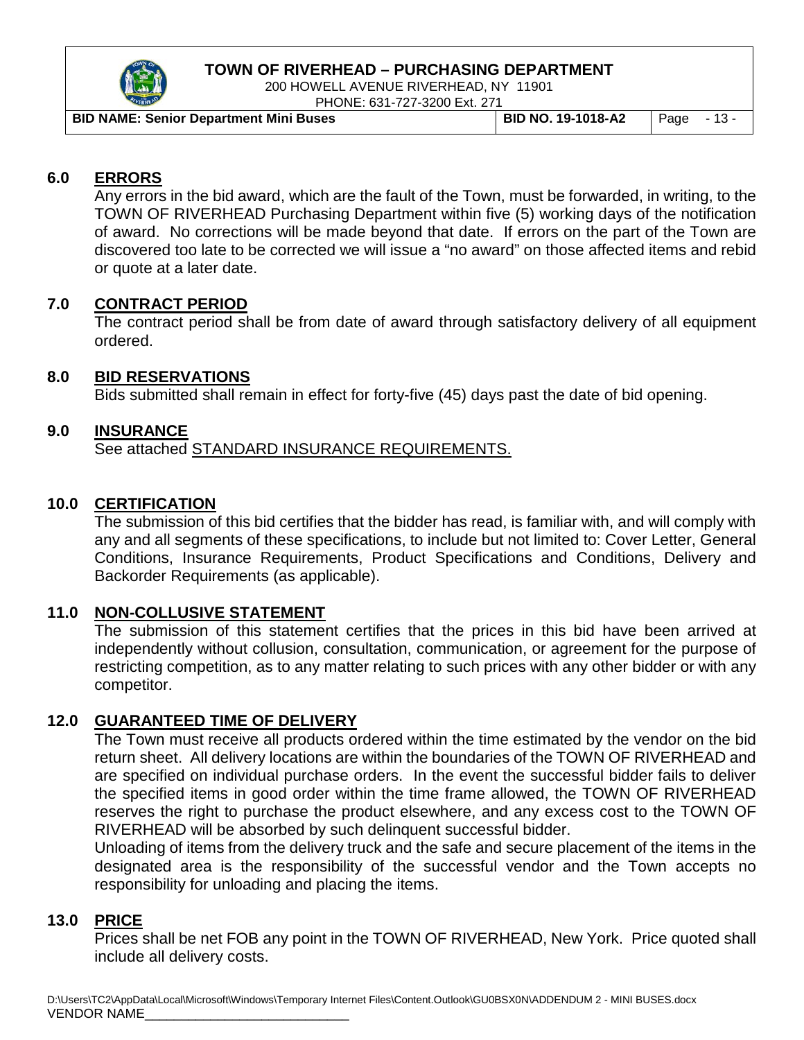## 6.0 ERRORS

Any errors in the bid award, which are the fault of the Town, must be forwarded, in writing, to the TOWN OF RIVERHEAD Purchasing Department within five (5) working days of the notification of award. No corrections will be made beyond that date. If errors on the part of the Town are discovered too late to be corrected we will issue a "no award" on those affected items and rebid or quote at a later date.

## 7.0 CONTRACT PERIOD

The contract period shall be from date of award through satisfactory delivery of all equipment ordered.

## 8.0 BID RESERVATIONS

Bids submitted shall remain in effect for forty-five (45) days past the date of bid opening.

## 9.0 INSURANCE

See attached STANDARD INSURANCE REQUIREMENTS.

## 10.0 CERTIFICATION

The submission of this bid certifies that the bidder has read, is familiar with, and will comply with any and all segments of these specifications, to include but not limited to: Cover Letter, General Conditions, Insurance Requirements, Product Specifications and Conditions, Delivery and Backorder Requirements (as applicable).

## 11.0 NON-COLLUSIVE STATEMENT

The submission of this statement certifies that the prices in this bid have been arrived at independently without collusion, consultation, communication, or agreement for the purpose of restricting competition, as to any matter relating to such prices with any other bidder or with any competitor.

## 12.0 GUARANTEED TIME OF DELIVERY

The Town must receive all products ordered within the time estimated by the vendor on the bid return sheet. All delivery locations are within the boundaries of the TOWN OF RIVERHEAD and are specified on individual purchase orders. In the event the successful bidder fails to deliver the specified items in good order within the time frame allowed, the TOWN OF RIVERHEAD reserves the right to purchase the product elsewhere, and any excess cost to the TOWN OF RIVERHEAD will be absorbed by such delinquent successful bidder.

Unloading of items from the delivery truck and the safe and secure placement of the items in the designated area is the responsibility of the successful vendor and the Town accepts no responsibility for unloading and placing the items.

## 13.0 PRICE

Prices shall be net FOB any point in the TOWN OF RIVERHEAD, New York. Price quoted shall include all delivery costs.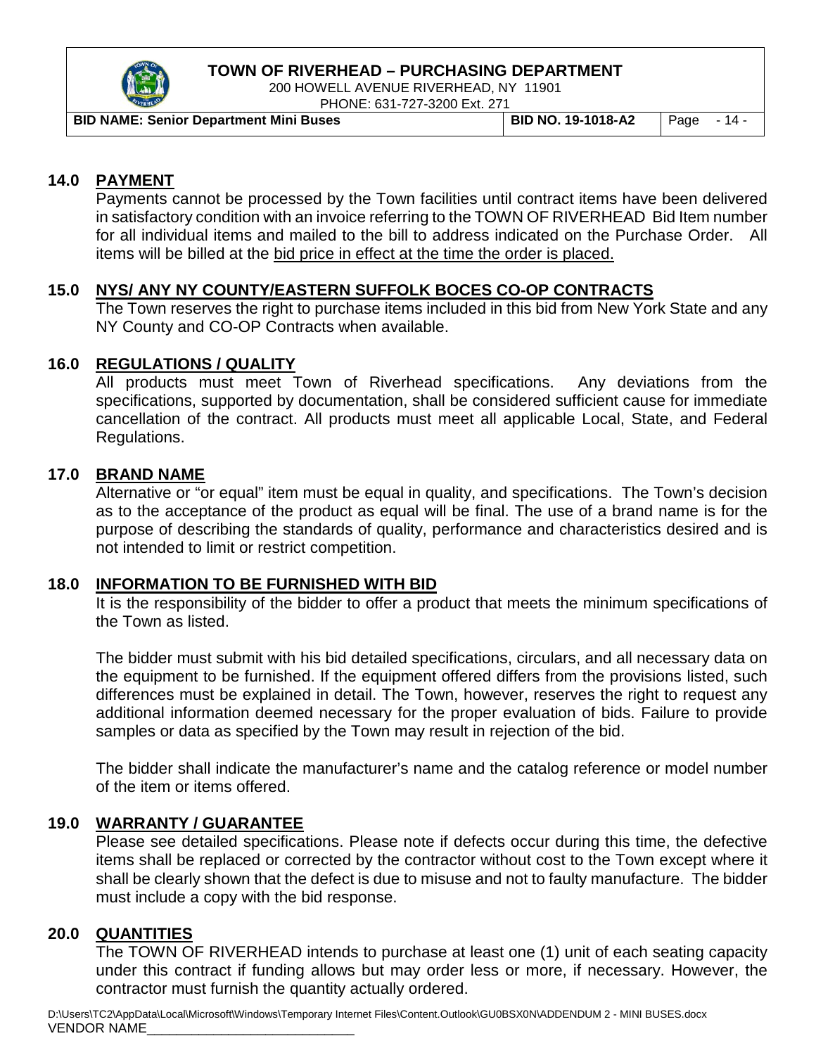## 14.0 PAYMENT

Payments cannot be processed by the Town facilities until contract items have been delivered in satisfactory condition with an invoice referring to the TOWN OF RIVERHEAD Bid Item number for all individual items and mailed to the bill to address indicated on the Purchase Order. All items will be billed at the bid price in effect at the time the order is placed.

## 15.0 NYS/ ANY NY COUNTY/EASTERN SUFFOLK BOCES CO-OP CONTRACTS

The Town reserves the right to purchase items included in this bid from New York State and any NY County and CO-OP Contracts when available.

## 16.0 REGULATIONS / QUALITY

All products must meet Town of Riverhead specifications. Any deviations from the specifications, supported by documentation, shall be considered sufficient cause for immediate cancellation of the contract. All products must meet all applicable Local, State, and Federal Regulations.

## 17.0 BRAND NAME

Alternative or "or equal" item must be equal in quality, and specifications. The Town's decision as to the acceptance of the product as equal will be final. The use of a brand name is for the purpose of describing the standards of quality, performance and characteristics desired and is not intended to limit or restrict competition.

## 18.0 INFORMATION TO BE FURNISHED WITH BID

It is the responsibility of the bidder to offer a product that meets the minimum specifications of the Town as listed.

The bidder must submit with his bid detailed specifications, circulars, and all necessary data on the equipment to be furnished. If the equipment offered differs from the provisions listed, such differences must be explained in detail. The Town, however, reserves the right to request any additional information deemed necessary for the proper evaluation of bids. Failure to provide samples or data as specified by the Town may result in rejection of the bid.

The bidder shall indicate the manufacturer's name and the catalog reference or model number of the item or items offered.

## 19.0 WARRANTY / GUARANTEE

Please see detailed specifications. Please note if defects occur during this time, the defective items shall be replaced or corrected by the contractor without cost to the Town except where it shall be clearly shown that the defect is due to misuse and not to faulty manufacture. The bidder must include a copy with the bid response.

## 20.0 QUANTITIES

The TOWN OF RIVERHEAD intends to purchase at least one (1) unit of each seating capacity under this contract if funding allows but may order less or more, if necessary. However, the contractor must furnish the quantity actually ordered.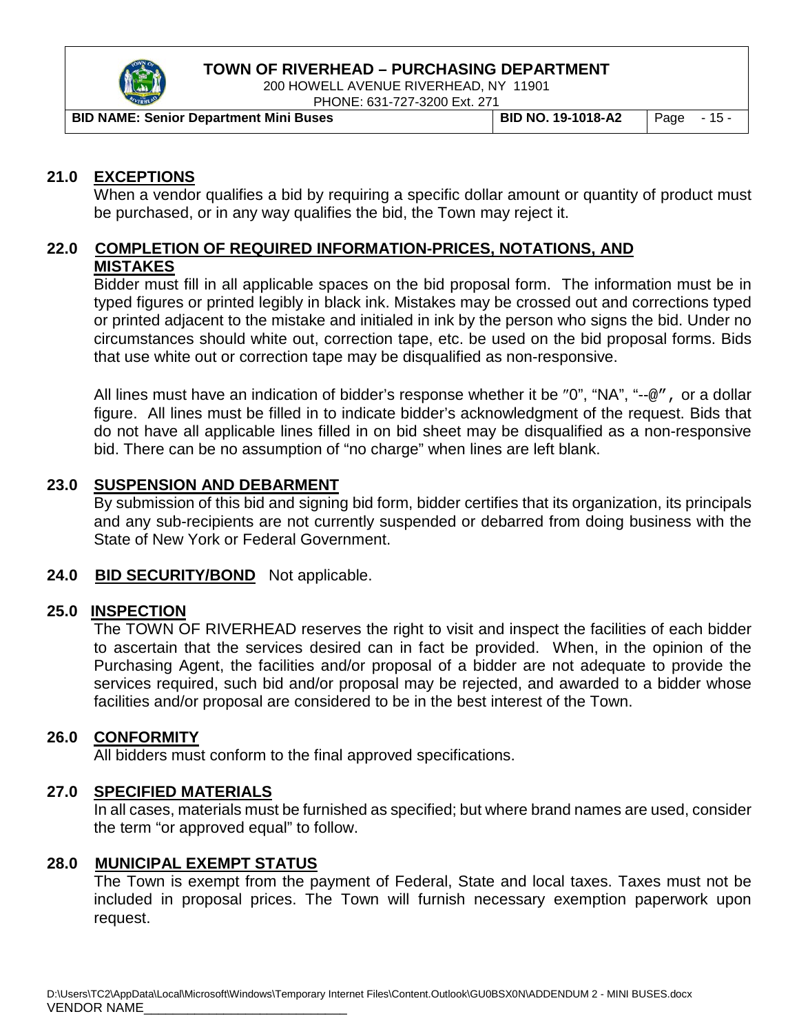## 21.0 EXCEPTIONS

When a vendor qualifies a bid by requiring a specific dollar amount or quantity of product must be purchased, or in any way qualifies the bid, the Town may reject it.

## 22.0 COMPLETION OF REQUIRED INFORMATION-PRICES, NOTATIONS, AND MISTAKES

Bidder must fill in all applicable spaces on the bid proposal form. The information must be in typed figures or printed legibly in black ink. Mistakes may be crossed out and corrections typed or printed adjacent to the mistake and initialed in ink by the person who signs the bid. Under no circumstances should white out, correction tape, etc. be used on the bid proposal forms. Bids that use white out or correction tape may be disqualified as non-responsive.

All lines must have an indication of bidder's response whether it be "0", "NA", "--@", or a dollar figure. All lines must be filled in to indicate bidder's acknowledgment of the request. Bids that do not have all applicable lines filled in on bid sheet may be disqualified as a non-responsive bid. There can be no assumption of "no charge" when lines are left blank.

## 23.0 SUSPENSION AND DEBARMENT

By submission of this bid and signing bid form, bidder certifies that its organization, its principals and any sub-recipients are not currently suspended or debarred from doing business with the State of New York or Federal Government.

## 24.0 BID SECURITY/BOND

Not applicable.

## 25.0 INSPECTION

The TOWN OF RIVERHEAD reserves the right to visit and inspect the facilities of each bidder to ascertain that the services desired can in fact be provided. When, in the opinion of the Purchasing Agent, the facilities and/or proposal of a bidder are not adequate to provide the services required, such bid and/or proposal may be rejected, and awarded to a bidder whose facilities and/or proposal are considered to be in the best interest of the Town.

## 26.0 CONFORMITY

All bidders must conform to the final approved specifications.

## 27.0 SPECIFIED MATERIALS

In all cases, materials must be furnished as specified; but where brand names are used, consider the term "or approved equal" to follow.

## 28.0 MUNICIPAL EXEMPT STATUS

The Town is exempt from the payment of Federal, State and local taxes. Taxes must not be included in proposal prices. The Town will furnish necessary exemption paperwork upon request.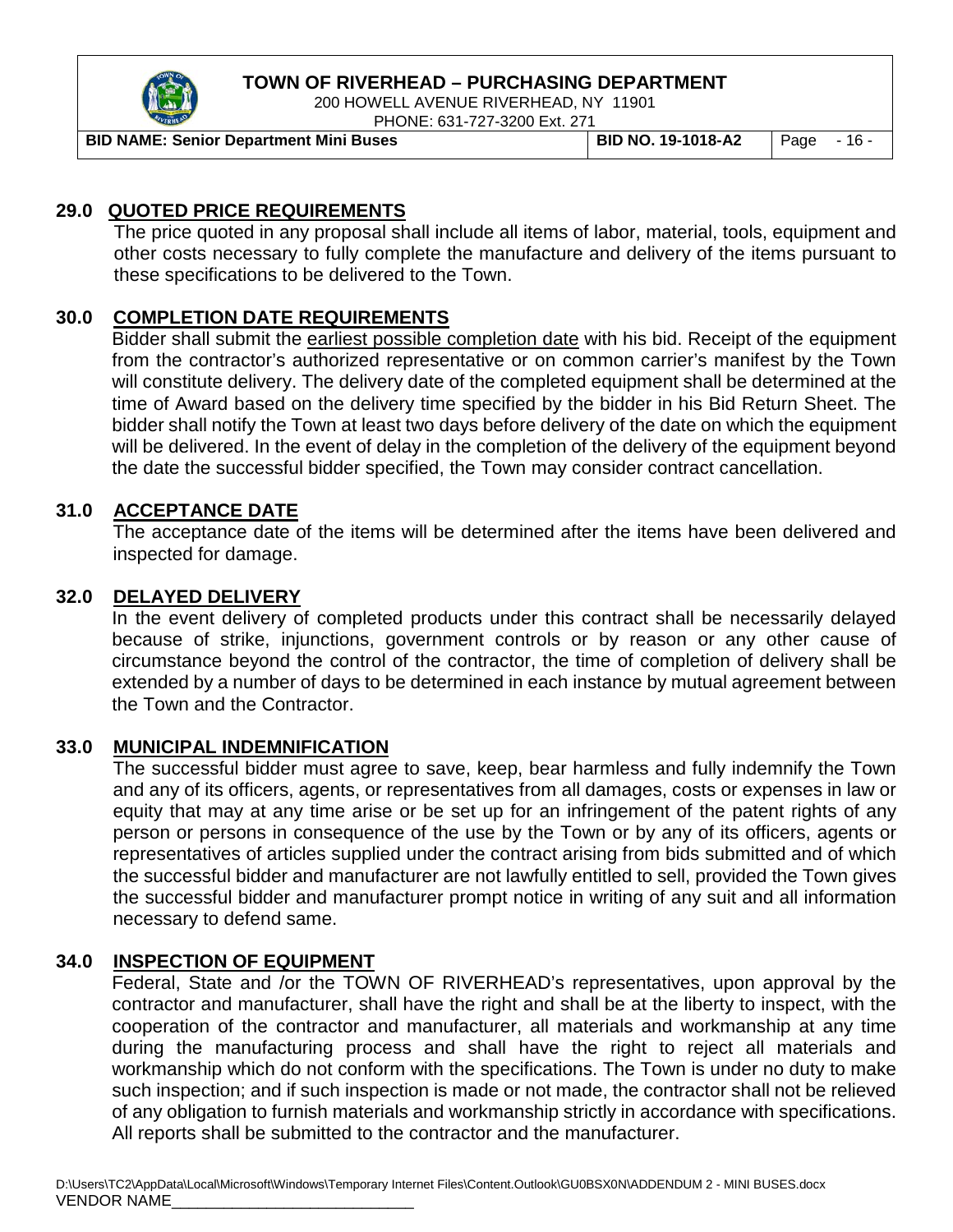## 29.0 QUOTED PRICE REQUIREMENTS

The price quoted in any proposal shall include all items of labor, material, tools, equipment and other costs necessary to fully complete the manufacture and delivery of the items pursuant to these specifications to be delivered to the Town.

## 30.0 COMPLETION DATE REQUIREMENTS

Bidder shall submit the earliest possible completion date with his bid. Receipt of the equipment from the contractor's authorized representative or on common carrier's manifest by the Town will constitute delivery. The delivery date of the completed equipment shall be determined at the time of Award based on the delivery time specified by the bidder in his Bid Return Sheet. The bidder shall notify the Town at least two days before delivery of the date on which the equipment will be delivered. In the event of delay in the completion of the delivery of the equipment beyond the date the successful bidder specified, the Town may consider contract cancellation.

## 31.0 ACCEPTANCE DATE

The acceptance date of the items will be determined after the items have been delivered and inspected for damage.

## 32.0 DELAYED DELIVERY

In the event delivery of completed products under this contract shall be necessarily delayed because of strike, injunctions, government controls or by reason or any other cause of circumstance beyond the control of the contractor, the time of completion of delivery shall be extended by a number of days to be determined in each instance by mutual agreement between the Town and the Contractor.

## 33.0 MUNICIPAL INDEMNIFICATION

The successful bidder must agree to save, keep, bear harmless and fully indemnify the Town and any of its officers, agents, or representatives from all damages, costs or expenses in law or equity that may at any time arise or be set up for an infringement of the patent rights of any person or persons in consequence of the use by the Town or by any of its officers, agents or representatives of articles supplied under the contract arising from bids submitted and of which the successful bidder and manufacturer are not lawfully entitled to sell, provided the Town gives the successful bidder and manufacturer prompt notice in writing of any suit and all information necessary to defend same.

## 34.0 INSPECTION OF EQUIPMENT

Federal, State and /or the TOWN OF RIVERHEAD's representatives, upon approval by the contractor and manufacturer, shall have the right and shall be at the liberty to inspect, with the cooperation of the contractor and manufacturer, all materials and workmanship at any time during the manufacturing process and shall have the right to reject all materials and workmanship which do not conform with the specifications. The Town is under no duty to make such inspection; and if such inspection is made or not made, the contractor shall not be relieved of any obligation to furnish materials and workmanship strictly in accordance with specifications. All reports shall be submitted to the contractor and the manufacturer.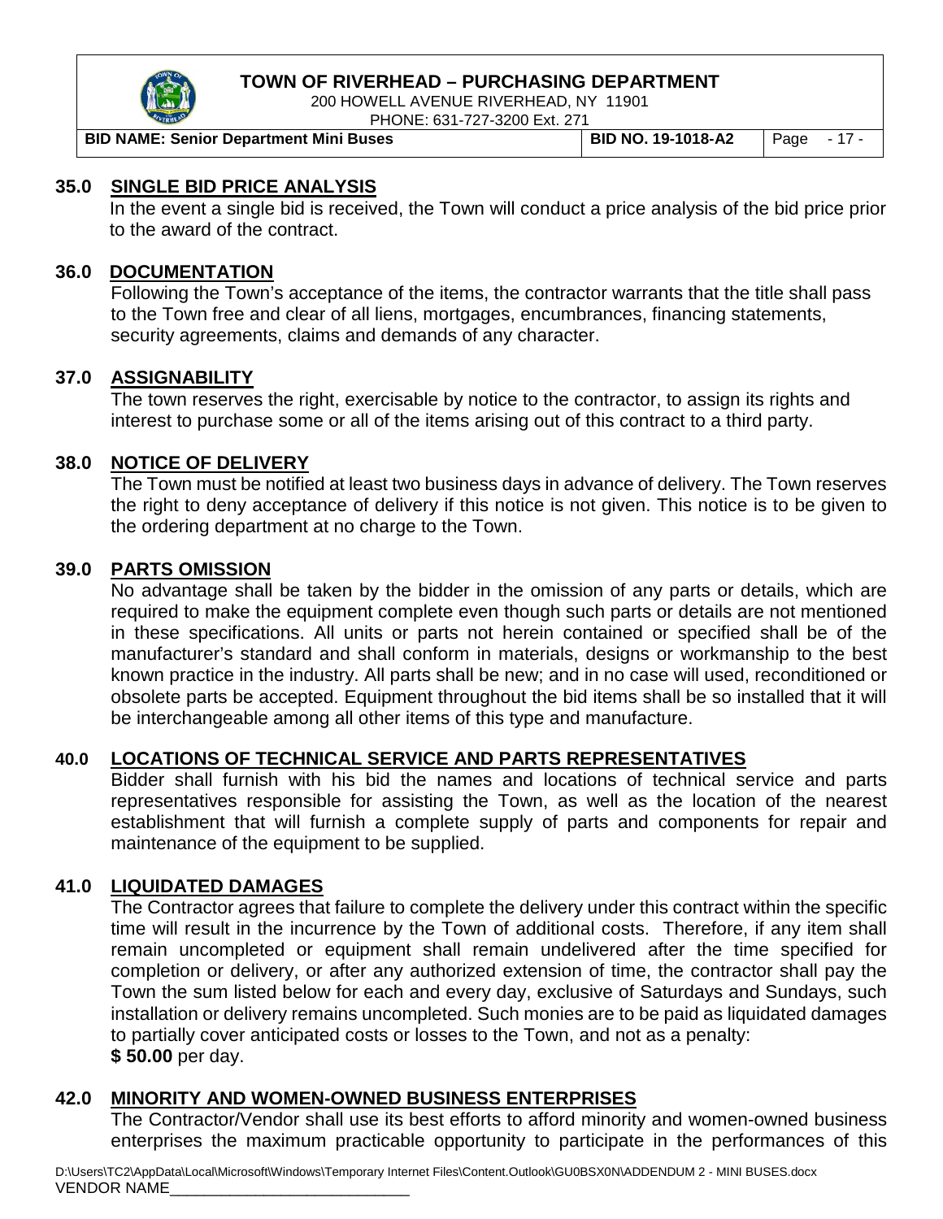## 35.0 SINGLE BID PRICE ANALYSIS

In the event a single bid is received, the Town will conduct a price analysis of the bid price prior to the award of the contract.

## 36.0 DOCUMENTATION

Following the Town's acceptance of the items, the contractor warrants that the title shall pass to the Town free and clear of all liens, mortgages, encumbrances, financing statements, security agreements, claims and demands of any character.

## 37.0 ASSIGNABILITY

The town reserves the right, exercisable by notice to the contractor, to assign its rights and interest to purchase some or all of the items arising out of this contract to a third party.

## 38.0 NOTICE OF DELIVERY

The Town must be notified at least two business days in advance of delivery. The Town reserves the right to deny acceptance of delivery if this notice is not given. This notice is to be given to the ordering department at no charge to the Town.

## 39.0 PARTS OMISSION

No advantage shall be taken by the bidder in the omission of any parts or details, which are required to make the equipment complete even though such parts or details are not mentioned in these specifications. All units or parts not herein contained or specified shall be of the manufacturer's standard and shall conform in materials, designs or workmanship to the best known practice in the industry. All parts shall be new; and in no case will used, reconditioned or obsolete parts be accepted. Equipment throughout the bid items shall be so installed that it will be interchangeable among all other items of this type and manufacture.

## 40.0 LOCATIONS OF TECHNICAL SERVICE AND PARTS REPRESENTATIVES

Bidder shall furnish with his bid the names and locations of technical service and parts representatives responsible for assisting the Town, as well as the location of the nearest establishment that will furnish a complete supply of parts and components for repair and maintenance of the equipment to be supplied.

## 41.0 LIQUIDATED DAMAGES

The Contractor agrees that failure to complete the delivery under this contract within the specific time will result in the incurrence by the Town of additional costs. Therefore, if any item shall remain uncompleted or equipment shall remain undelivered after the time specified for completion or delivery, or after any authorized extension of time, the contractor shall pay the Town the sum listed below for each and every day, exclusive of Saturdays and Sundays, such installation or delivery remains uncompleted. Such monies are to be paid as liquidated damages to partially cover anticipated costs or losses to the Town, and not as a penalty:
**$ 50.00** per day.

## 42.0 MINORITY AND WOMEN-OWNED BUSINESS ENTERPRISES

The Contractor/Vendor shall use its best efforts to afford minority and women-owned business enterprises the maximum practicable opportunity to participate in the performances of this

D:\Users\TC2\AppData\Local\Microsoft\Windows\Temporary Internet Files\Content.Outlook\GU0BSX0N\ADDENDUM 2 - MINI BUSES.docx
VENDOR NAME____________________________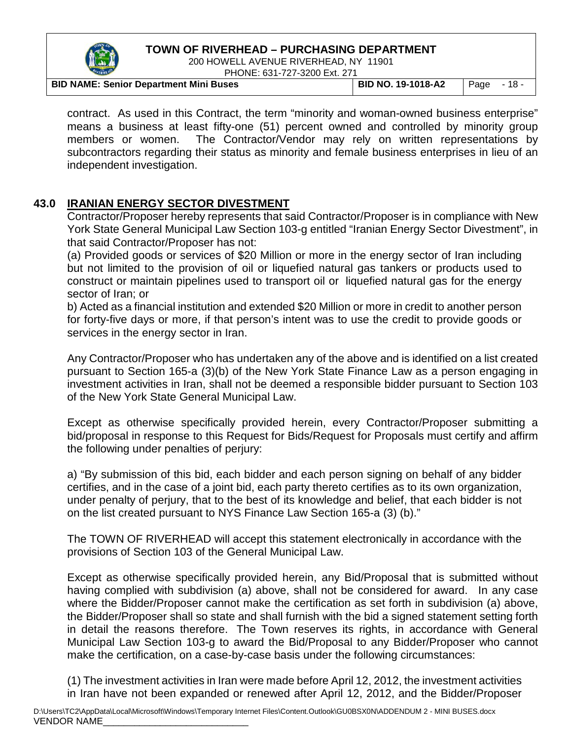contract. As used in this Contract, the term "minority and woman-owned business enterprise" means a business at least fifty-one (51) percent owned and controlled by minority group members or women. The Contractor/Vendor may rely on written representations by subcontractors regarding their status as minority and female business enterprises in lieu of an independent investigation.

## 43.0 IRANIAN ENERGY SECTOR DIVESTMENT

Contractor/Proposer hereby represents that said Contractor/Proposer is in compliance with New York State General Municipal Law Section 103-g entitled "Iranian Energy Sector Divestment", in that said Contractor/Proposer has not:

(a) Provided goods or services of $20 Million or more in the energy sector of Iran including but not limited to the provision of oil or liquefied natural gas tankers or products used to construct or maintain pipelines used to transport oil or liquefied natural gas for the energy sector of Iran; or

b) Acted as a financial institution and extended $20 Million or more in credit to another person for forty-five days or more, if that person's intent was to use the credit to provide goods or services in the energy sector in Iran.

Any Contractor/Proposer who has undertaken any of the above and is identified on a list created pursuant to Section 165-a (3)(b) of the New York State Finance Law as a person engaging in investment activities in Iran, shall not be deemed a responsible bidder pursuant to Section 103 of the New York State General Municipal Law.

Except as otherwise specifically provided herein, every Contractor/Proposer submitting a bid/proposal in response to this Request for Bids/Request for Proposals must certify and affirm the following under penalties of perjury:

a) "By submission of this bid, each bidder and each person signing on behalf of any bidder certifies, and in the case of a joint bid, each party thereto certifies as to its own organization, under penalty of perjury, that to the best of its knowledge and belief, that each bidder is not on the list created pursuant to NYS Finance Law Section 165-a (3) (b)."

The TOWN OF RIVERHEAD will accept this statement electronically in accordance with the provisions of Section 103 of the General Municipal Law.

Except as otherwise specifically provided herein, any Bid/Proposal that is submitted without having complied with subdivision (a) above, shall not be considered for award. In any case where the Bidder/Proposer cannot make the certification as set forth in subdivision (a) above, the Bidder/Proposer shall so state and shall furnish with the bid a signed statement setting forth in detail the reasons therefore. The Town reserves its rights, in accordance with General Municipal Law Section 103-g to award the Bid/Proposal to any Bidder/Proposer who cannot make the certification, on a case-by-case basis under the following circumstances:

(1) The investment activities in Iran were made before April 12, 2012, the investment activities in Iran have not been expanded or renewed after April 12, 2012, and the Bidder/Proposer

VENDOR NAME____________________________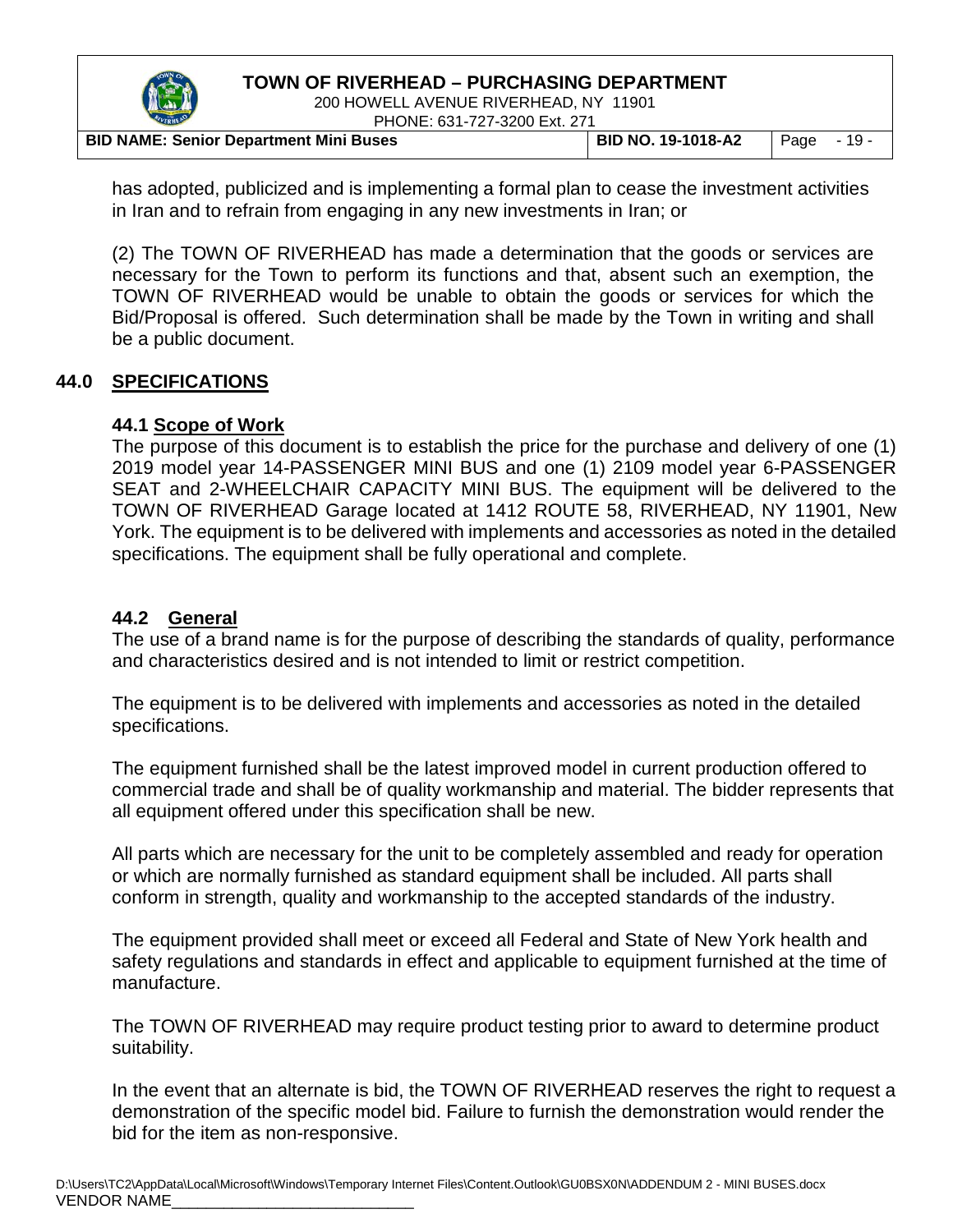has adopted, publicized and is implementing a formal plan to cease the investment activities in Iran and to refrain from engaging in any new investments in Iran; or

(2) The TOWN OF RIVERHEAD has made a determination that the goods or services are necessary for the Town to perform its functions and that, absent such an exemption, the TOWN OF RIVERHEAD would be unable to obtain the goods or services for which the Bid/Proposal is offered. Such determination shall be made by the Town in writing and shall be a public document.

## 44.0 SPECIFICATIONS

### 44.1 Scope of Work

The purpose of this document is to establish the price for the purchase and delivery of one (1) 2019 model year 14-PASSENGER MINI BUS and one (1) 2109 model year 6-PASSENGER SEAT and 2-WHEELCHAIR CAPACITY MINI BUS. The equipment will be delivered to the TOWN OF RIVERHEAD Garage located at 1412 ROUTE 58, RIVERHEAD, NY 11901, New York. The equipment is to be delivered with implements and accessories as noted in the detailed specifications. The equipment shall be fully operational and complete.

### 44.2 General

The use of a brand name is for the purpose of describing the standards of quality, performance and characteristics desired and is not intended to limit or restrict competition.

The equipment is to be delivered with implements and accessories as noted in the detailed specifications.

The equipment furnished shall be the latest improved model in current production offered to commercial trade and shall be of quality workmanship and material. The bidder represents that all equipment offered under this specification shall be new.

All parts which are necessary for the unit to be completely assembled and ready for operation or which are normally furnished as standard equipment shall be included. All parts shall conform in strength, quality and workmanship to the accepted standards of the industry.

The equipment provided shall meet or exceed all Federal and State of New York health and safety regulations and standards in effect and applicable to equipment furnished at the time of manufacture.

The TOWN OF RIVERHEAD may require product testing prior to award to determine product suitability.

In the event that an alternate is bid, the TOWN OF RIVERHEAD reserves the right to request a demonstration of the specific model bid. Failure to furnish the demonstration would render the bid for the item as non-responsive.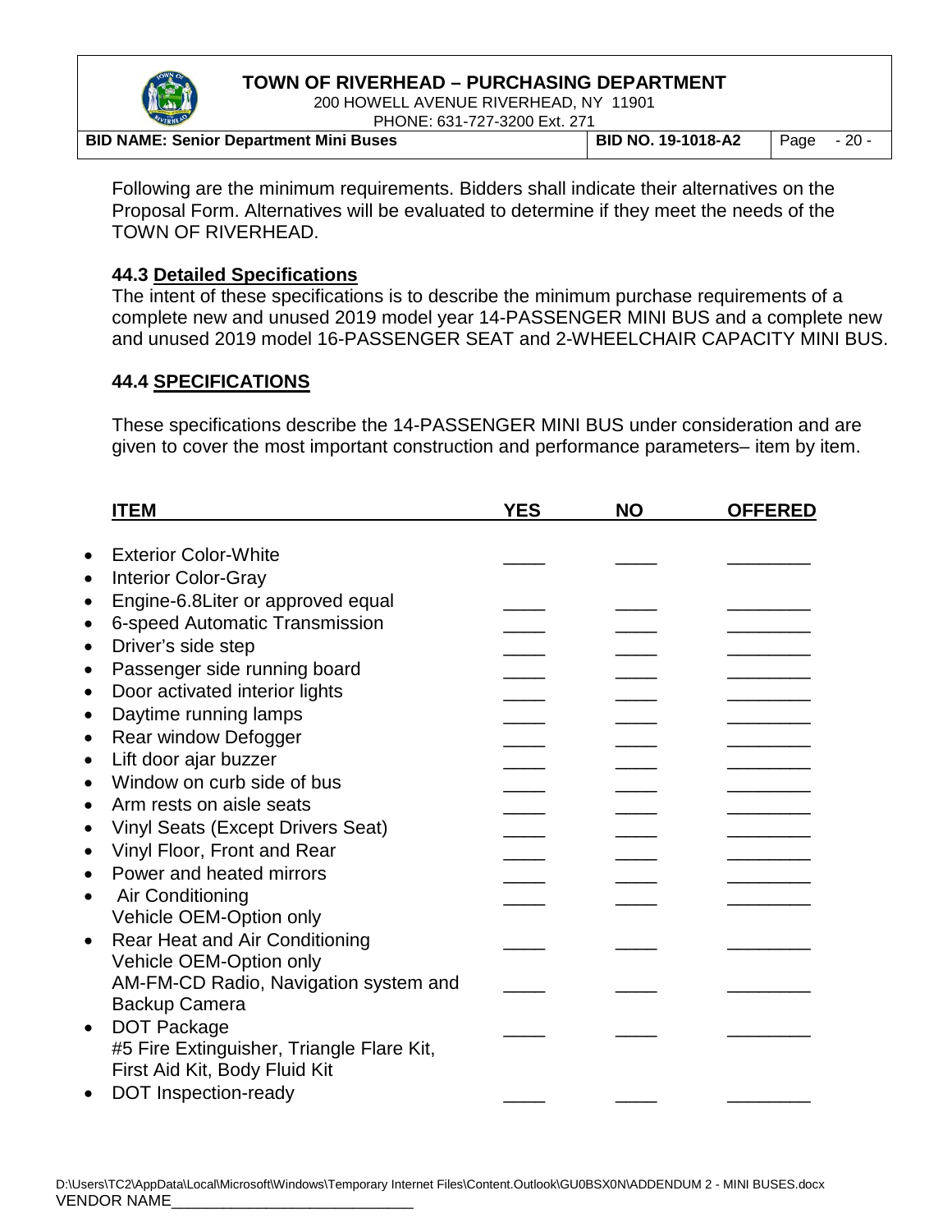Following are the minimum requirements. Bidders shall indicate their alternatives on the Proposal Form. Alternatives will be evaluated to determine if they meet the needs of the TOWN OF RIVERHEAD.

**44.3 Detailed Specifications**

The intent of these specifications is to describe the minimum purchase requirements of a complete new and unused 2019 model year 14-PASSENGER MINI BUS and a complete new and unused 2019 model 16-PASSENGER SEAT and 2-WHEELCHAIR CAPACITY MINI BUS.

**44.4 SPECIFICATIONS**

These specifications describe the 14-PASSENGER MINI BUS under consideration and are given to cover the most important construction and performance parameters– item by item.

| ITEM | YES | NO | OFFERED |
|---|---|---|---|
| • Exterior Color-White | ____ | ____ | ________ |
| • Interior Color-Gray | | | |
| • Engine-6.8Liter or approved equal | ____ | ____ | ________ |
| • 6-speed Automatic Transmission | ____ | ____ | ________ |
| • Driver's side step | ____ | ____ | ________ |
| • Passenger side running board | ____ | ____ | ________ |
| • Door activated interior lights | ____ | ____ | ________ |
| • Daytime running lamps | ____ | ____ | ________ |
| • Rear window Defogger | ____ | ____ | ________ |
| • Lift door ajar buzzer | ____ | ____ | ________ |
| • Window on curb side of bus | ____ | ____ | ________ |
| • Arm rests on aisle seats | ____ | ____ | ________ |
| • Vinyl Seats (Except Drivers Seat) | ____ | ____ | ________ |
| • Vinyl Floor, Front and Rear | ____ | ____ | ________ |
| • Power and heated mirrors | ____ | ____ | ________ |
| • Air Conditioning Vehicle OEM-Option only | ____ | ____ | ________ |
| • Rear Heat and Air Conditioning Vehicle OEM-Option only | ____ | ____ | ________ |
| AM-FM-CD Radio, Navigation system and Backup Camera | ____ | ____ | ________ |
| • DOT Package #5 Fire Extinguisher, Triangle Flare Kit, First Aid Kit, Body Fluid Kit | ____ | ____ | ________ |
| • DOT Inspection-ready | ____ | ____ | ________ |

VENDOR NAME____________________________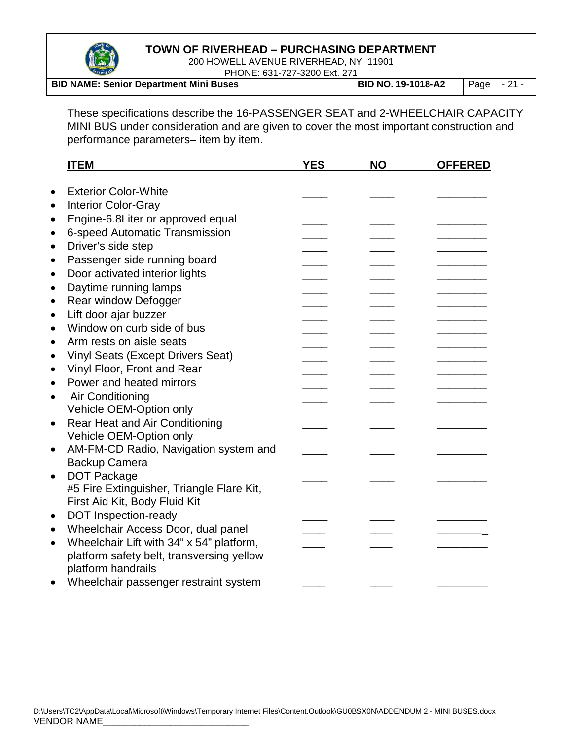These specifications describe the 16-PASSENGER SEAT and 2-WHEELCHAIR CAPACITY MINI BUS under consideration and are given to cover the most important construction and performance parameters– item by item.

| ITEM | YES | NO | OFFERED |
|---|---|---|---|
| • Exterior Color-White | ____ | ____ | ________ |
| • Interior Color-Gray | | | |
| • Engine-6.8Liter or approved equal | ____ | ____ | ________ |
| • 6-speed Automatic Transmission | ____ | ____ | ________ |
| • Driver's side step | ____ | ____ | ________ |
| • Passenger side running board | ____ | ____ | ________ |
| • Door activated interior lights | ____ | ____ | ________ |
| • Daytime running lamps | ____ | ____ | ________ |
| • Rear window Defogger | ____ | ____ | ________ |
| • Lift door ajar buzzer | ____ | ____ | ________ |
| • Window on curb side of bus | ____ | ____ | ________ |
| • Arm rests on aisle seats | ____ | ____ | ________ |
| • Vinyl Seats (Except Drivers Seat) | ____ | ____ | ________ |
| • Vinyl Floor, Front and Rear | ____ | ____ | ________ |
| • Power and heated mirrors | ____ | ____ | ________ |
| • Air Conditioning Vehicle OEM-Option only | ____ | ____ | ________ |
| • Rear Heat and Air Conditioning Vehicle OEM-Option only | ____ | ____ | ________ |
| • AM-FM-CD Radio, Navigation system and Backup Camera | ____ | ____ | ________ |
| • DOT Package #5 Fire Extinguisher, Triangle Flare Kit, First Aid Kit, Body Fluid Kit | ____ | ____ | ________ |
| • DOT Inspection-ready | ____ | ____ | ________ |
| • Wheelchair Access Door, dual panel | ____ | ____ | ________ |
| • Wheelchair Lift with 34" x 54" platform, platform safety belt, transversing yellow platform handrails | ____ | ____ | ________ |
| • Wheelchair passenger restraint system | ____ | ____ | ________ |

D:\Users\TC2\AppData\Local\Microsoft\Windows\Temporary Internet Files\Content.Outlook\GU0BSX0N\ADDENDUM 2 - MINI BUSES.docx

VENDOR NAME____________________________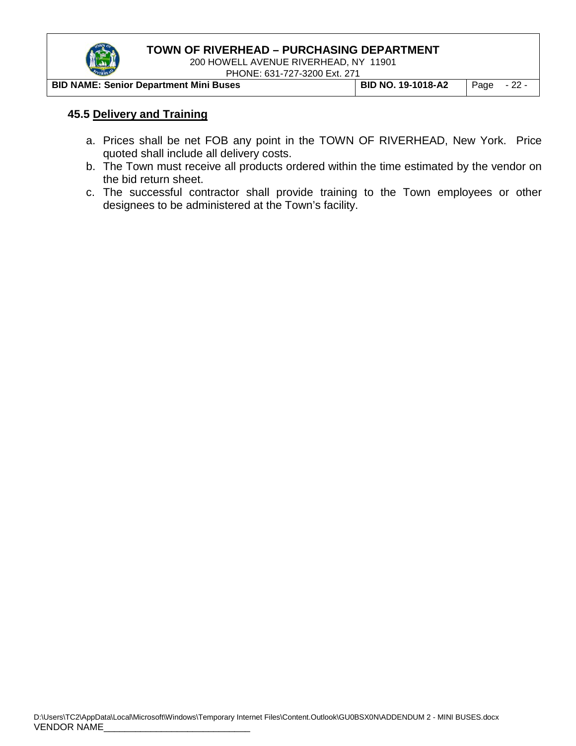### 45.5 Delivery and Training

a. Prices shall be net FOB any point in the TOWN OF RIVERHEAD, New York. Price quoted shall include all delivery costs.
b. The Town must receive all products ordered within the time estimated by the vendor on the bid return sheet.
c. The successful contractor shall provide training to the Town employees or other designees to be administered at the Town's facility.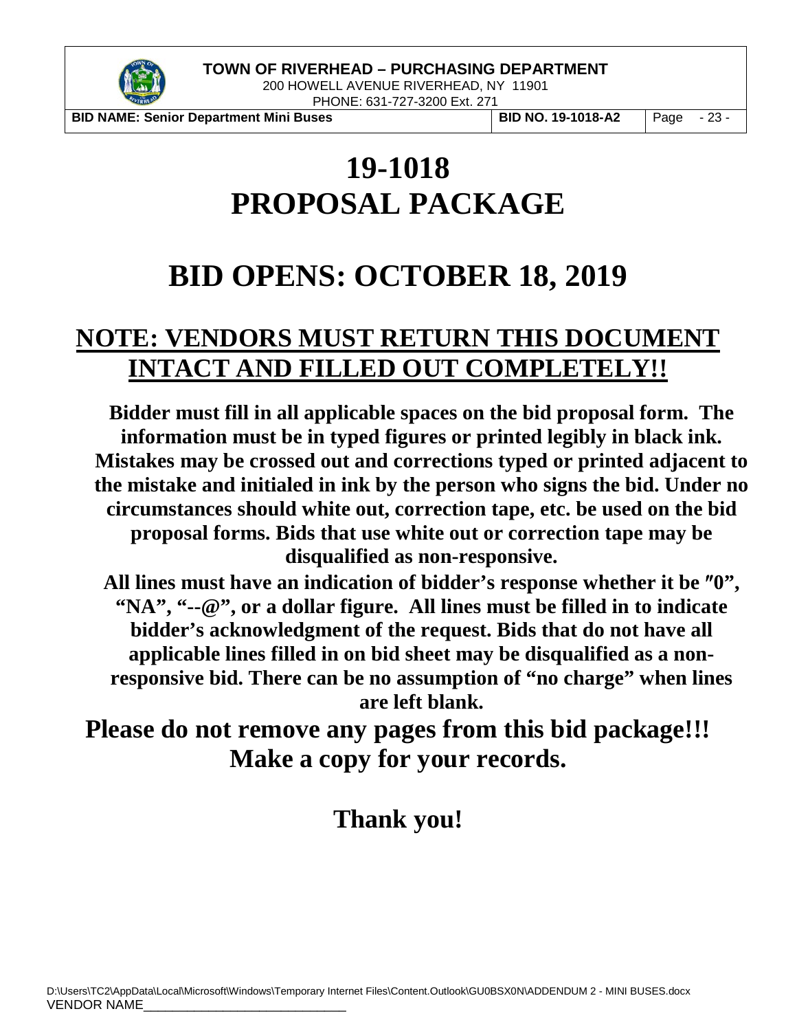# 19-1018
# PROPOSAL PACKAGE

# BID OPENS: OCTOBER 18, 2019

## NOTE: VENDORS MUST RETURN THIS DOCUMENT INTACT AND FILLED OUT COMPLETELY!!

**Bidder must fill in all applicable spaces on the bid proposal form. The information must be in typed figures or printed legibly in black ink. Mistakes may be crossed out and corrections typed or printed adjacent to the mistake and initialed in ink by the person who signs the bid. Under no circumstances should white out, correction tape, etc. be used on the bid proposal forms. Bids that use white out or correction tape may be disqualified as non-responsive.**

**All lines must have an indication of bidder's response whether it be ″0", "NA", "--@", or a dollar figure. All lines must be filled in to indicate bidder's acknowledgment of the request. Bids that do not have all applicable lines filled in on bid sheet may be disqualified as a non-responsive bid. There can be no assumption of "no charge" when lines are left blank.**

**Please do not remove any pages from this bid package!!! Make a copy for your records.**

**Thank you!**

VENDOR NAME_____________________________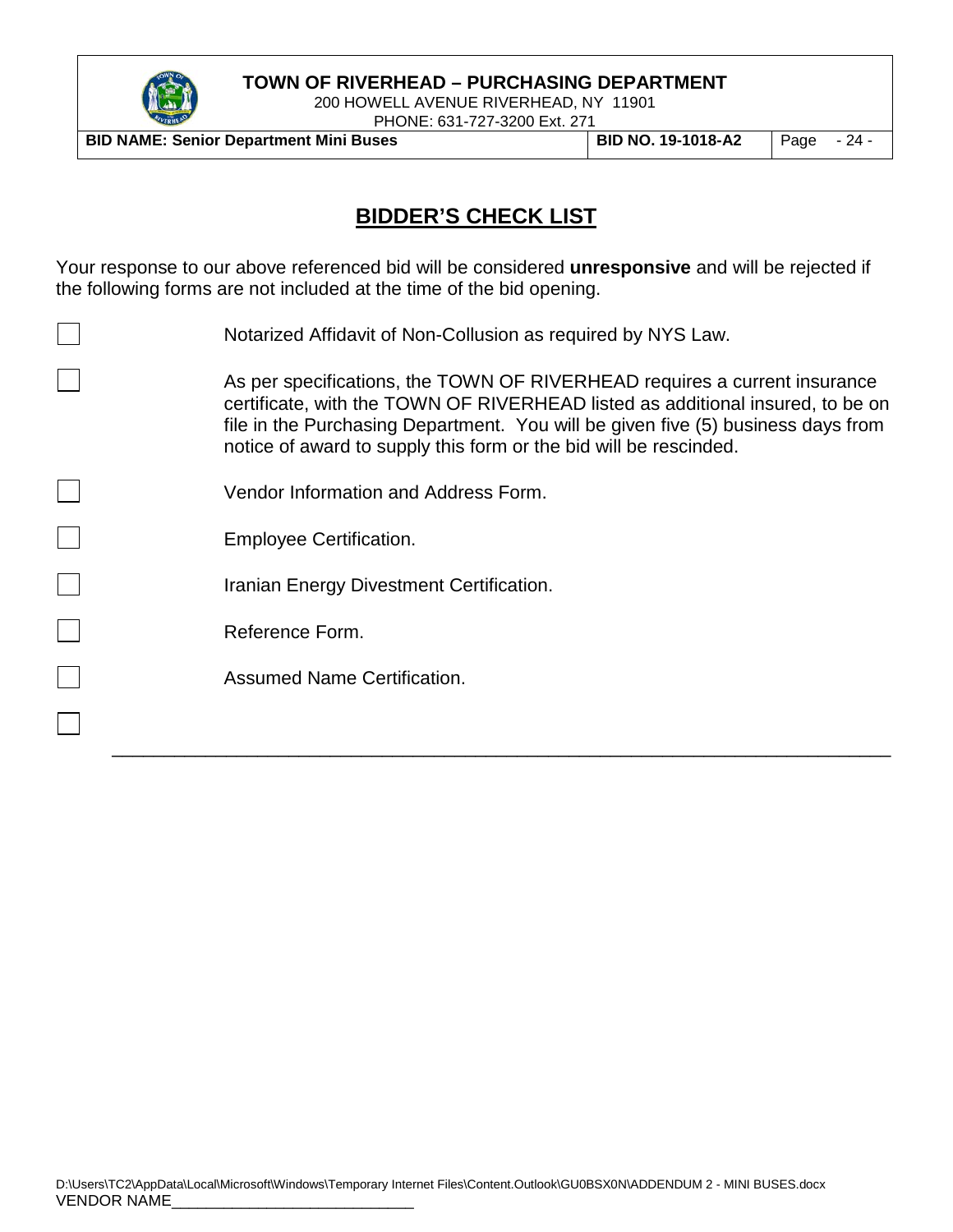# BIDDER'S CHECK LIST

Your response to our above referenced bid will be considered **unresponsive** and will be rejected if the following forms are not included at the time of the bid opening.

- [ ] Notarized Affidavit of Non-Collusion as required by NYS Law.
- [ ] As per specifications, the TOWN OF RIVERHEAD requires a current insurance certificate, with the TOWN OF RIVERHEAD listed as additional insured, to be on file in the Purchasing Department. You will be given five (5) business days from notice of award to supply this form or the bid will be rescinded.
- [ ] Vendor Information and Address Form.
- [ ] Employee Certification.
- [ ] Iranian Energy Divestment Certification.
- [ ] Reference Form.
- [ ] Assumed Name Certification.
- [ ] ______________________________________________________________________

D:\Users\TC2\AppData\Local\Microsoft\Windows\Temporary Internet Files\Content.Outlook\GU0BSX0N\ADDENDUM 2 - MINI BUSES.docx

VENDOR NAME____________________________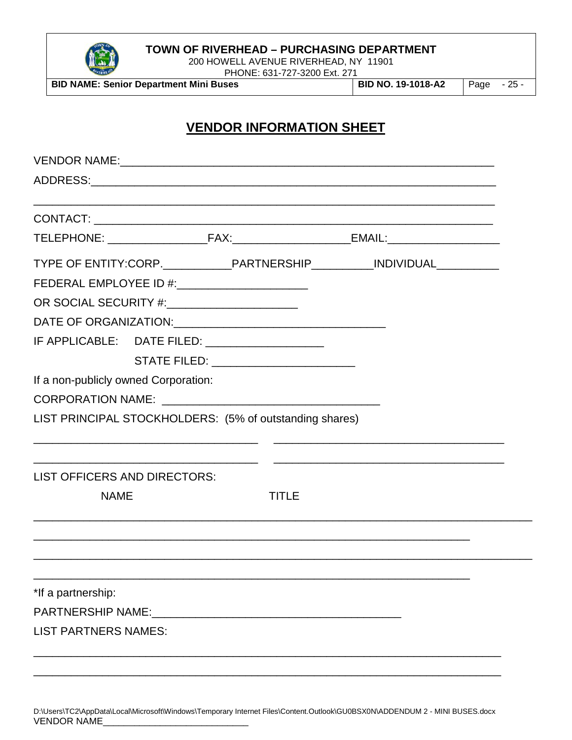# VENDOR INFORMATION SHEET

VENDOR NAME:_______________________________________________________________

ADDRESS:__________________________________________________________________

__________________________________________________________________________

CONTACT: _________________________________________________________________

TELEPHONE: ________________FAX:___________________EMAIL:__________________

TYPE OF ENTITY:CORP.___________PARTNERSHIP__________INDIVIDUAL__________

FEDERAL EMPLOYEE ID #:_____________________

OR SOCIAL SECURITY #:_____________________

DATE OF ORGANIZATION:__________________________________

IF APPLICABLE: DATE FILED: ___________________

STATE FILED: _______________________

If a non-publicly owned Corporation:

CORPORATION NAME: __________________________________

LIST PRINCIPAL STOCKHOLDERS: (5% of outstanding shares)

____________________________________ ____________________________________

____________________________________ ____________________________________

LIST OFFICERS AND DIRECTORS:

NAME TITLE

__________________________________________________________________________

__________________________________________________________________________

__________________________________________________________________________

__________________________________________________________________________

*If a partnership:

PARTNERSHIP NAME:________________________________________

LIST PARTNERS NAMES:

__________________________________________________________________________

__________________________________________________________________________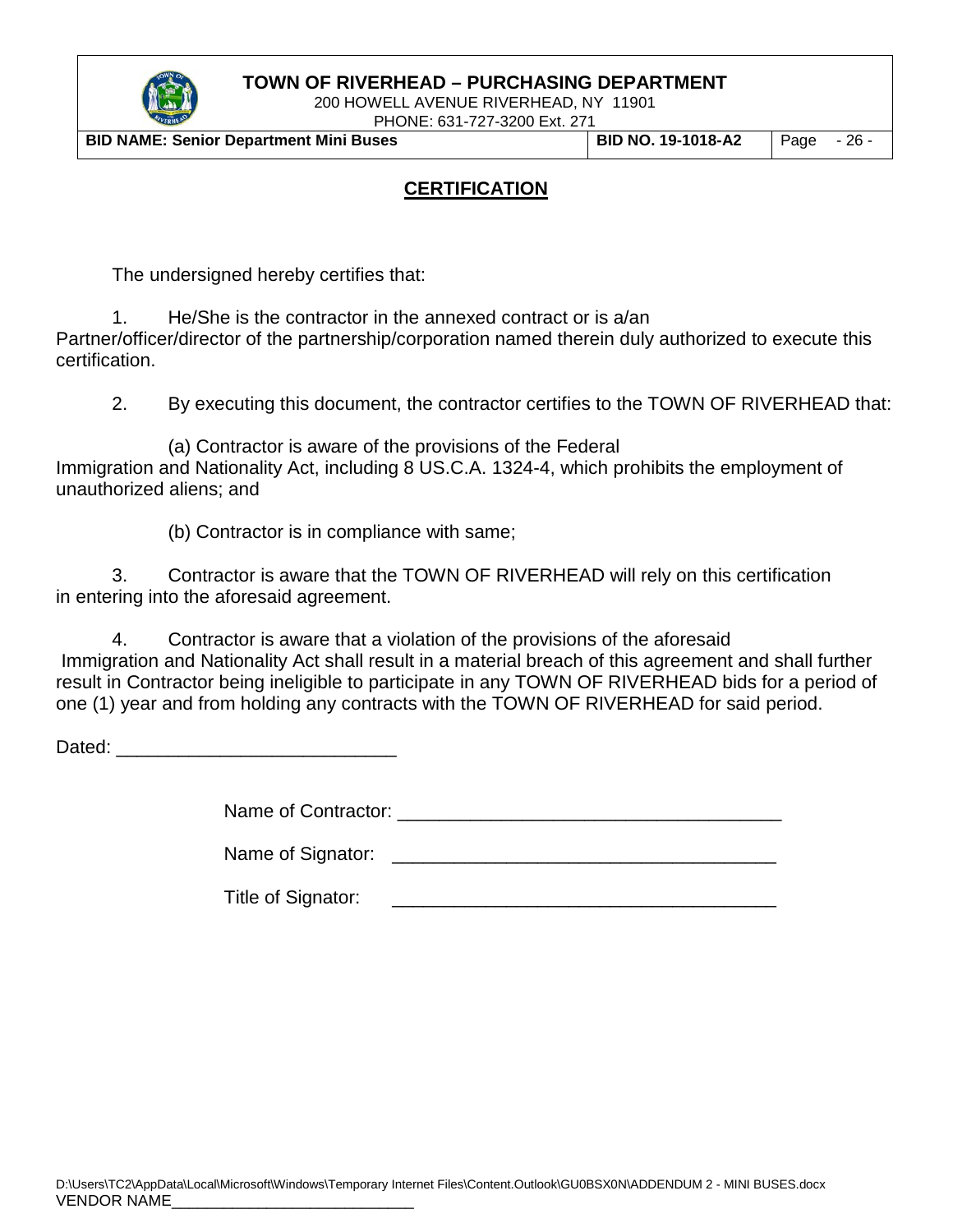## CERTIFICATION

The undersigned hereby certifies that:

1. He/She is the contractor in the annexed contract or is a/an Partner/officer/director of the partnership/corporation named therein duly authorized to execute this certification.

2. By executing this document, the contractor certifies to the TOWN OF RIVERHEAD that:

   (a) Contractor is aware of the provisions of the Federal Immigration and Nationality Act, including 8 US.C.A. 1324-4, which prohibits the employment of unauthorized aliens; and

   (b) Contractor is in compliance with same;

3. Contractor is aware that the TOWN OF RIVERHEAD will rely on this certification in entering into the aforesaid agreement.

4. Contractor is aware that a violation of the provisions of the aforesaid Immigration and Nationality Act shall result in a material breach of this agreement and shall further result in Contractor being ineligible to participate in any TOWN OF RIVERHEAD bids for a period of one (1) year and from holding any contracts with the TOWN OF RIVERHEAD for said period.

Dated: ___________________________

Name of Contractor: _____________________________________

Name of Signator: _____________________________________

Title of Signator: _____________________________________

D:\Users\TC2\AppData\Local\Microsoft\Windows\Temporary Internet Files\Content.Outlook\GU0BSX0N\ADDENDUM 2 - MINI BUSES.docx
VENDOR NAME____________________________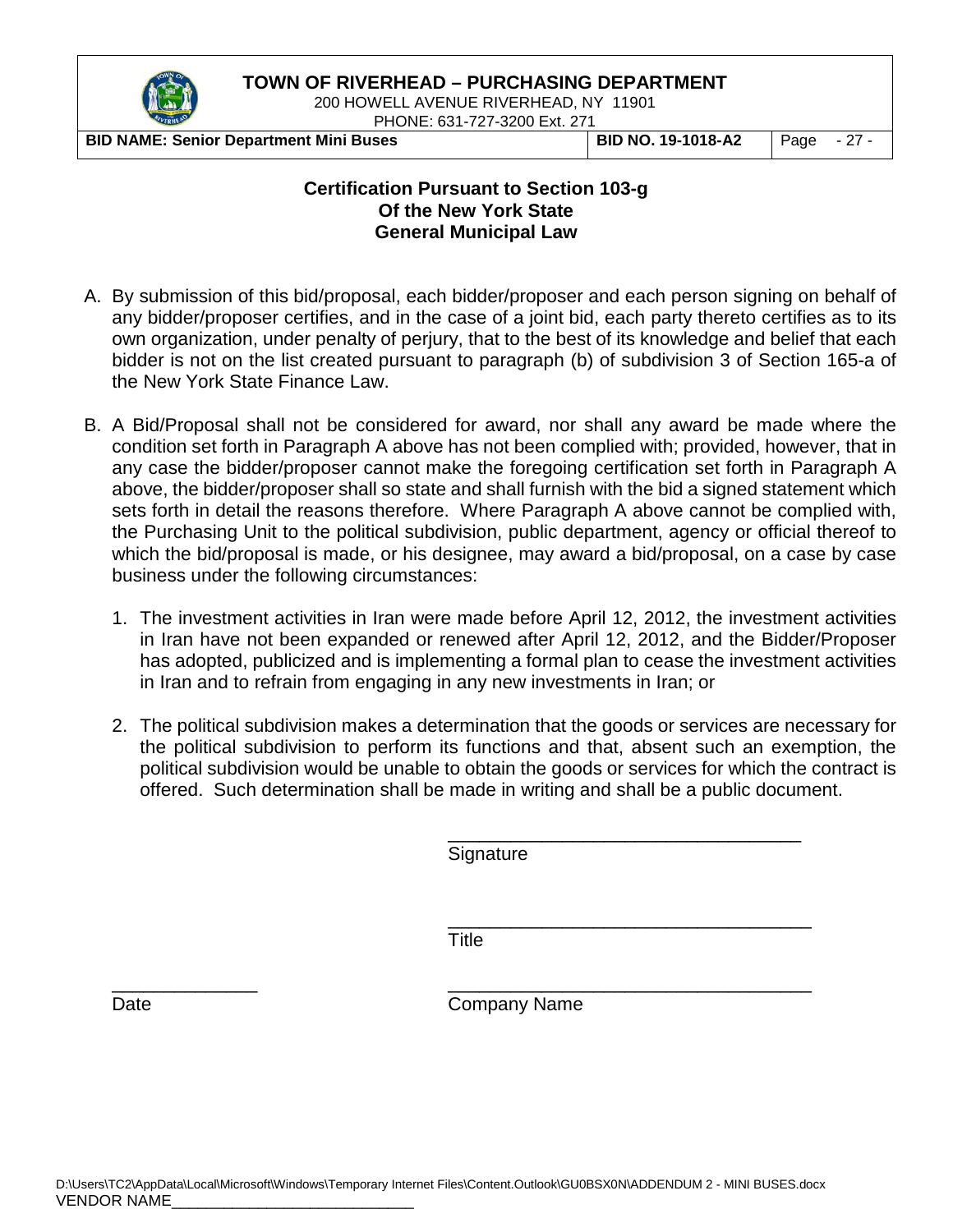**Certification Pursuant to Section 103-g**
**Of the New York State**
**General Municipal Law**

A. By submission of this bid/proposal, each bidder/proposer and each person signing on behalf of any bidder/proposer certifies, and in the case of a joint bid, each party thereto certifies as to its own organization, under penalty of perjury, that to the best of its knowledge and belief that each bidder is not on the list created pursuant to paragraph (b) of subdivision 3 of Section 165-a of the New York State Finance Law.

B. A Bid/Proposal shall not be considered for award, nor shall any award be made where the condition set forth in Paragraph A above has not been complied with; provided, however, that in any case the bidder/proposer cannot make the foregoing certification set forth in Paragraph A above, the bidder/proposer shall so state and shall furnish with the bid a signed statement which sets forth in detail the reasons therefore. Where Paragraph A above cannot be complied with, the Purchasing Unit to the political subdivision, public department, agency or official thereof to which the bid/proposal is made, or his designee, may award a bid/proposal, on a case by case business under the following circumstances:

   1. The investment activities in Iran were made before April 12, 2012, the investment activities in Iran have not been expanded or renewed after April 12, 2012, and the Bidder/Proposer has adopted, publicized and is implementing a formal plan to cease the investment activities in Iran and to refrain from engaging in any new investments in Iran; or

   2. The political subdivision makes a determination that the goods or services are necessary for the political subdivision to perform its functions and that, absent such an exemption, the political subdivision would be unable to obtain the goods or services for which the contract is offered. Such determination shall be made in writing and shall be a public document.

___________________________________
Signature

___________________________________
Title

______________ ___________________________________
Date Company Name

D:\Users\TC2\AppData\Local\Microsoft\Windows\Temporary Internet Files\Content.Outlook\GU0BSX0N\ADDENDUM 2 - MINI BUSES.docx
VENDOR NAME____________________________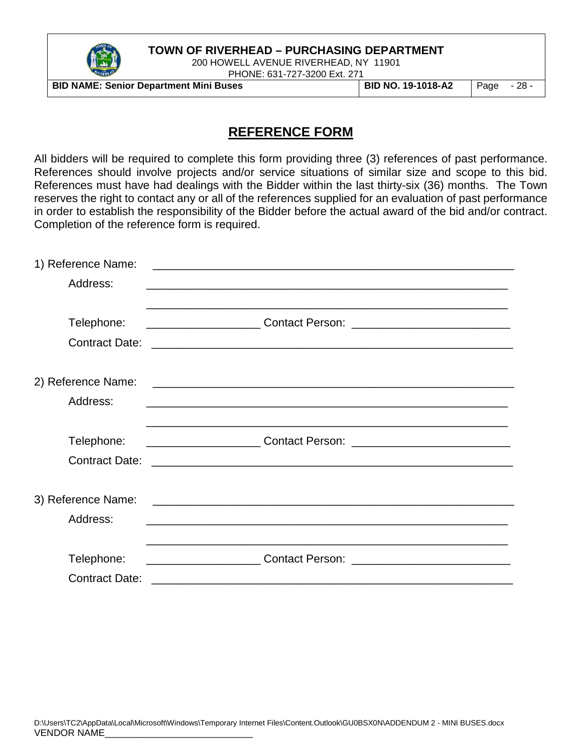## REFERENCE FORM

All bidders will be required to complete this form providing three (3) references of past performance. References should involve projects and/or service situations of similar size and scope to this bid. References must have had dealings with the Bidder within the last thirty-six (36) months. The Town reserves the right to contact any or all of the references supplied for an evaluation of past performance in order to establish the responsibility of the Bidder before the actual award of the bid and/or contract. Completion of the reference form is required.

1) Reference Name: ____________________________________________________________

Address: ____________________________________________________________

____________________________________________________________

Telephone: __________________ Contact Person: _________________________

Contract Date: ____________________________________________________________

2) Reference Name: ____________________________________________________________

Address: ____________________________________________________________

____________________________________________________________

Telephone: __________________ Contact Person: _________________________

Contract Date: ____________________________________________________________

3) Reference Name: ____________________________________________________________

Address: ____________________________________________________________

____________________________________________________________

Telephone: __________________ Contact Person: _________________________

Contract Date: ____________________________________________________________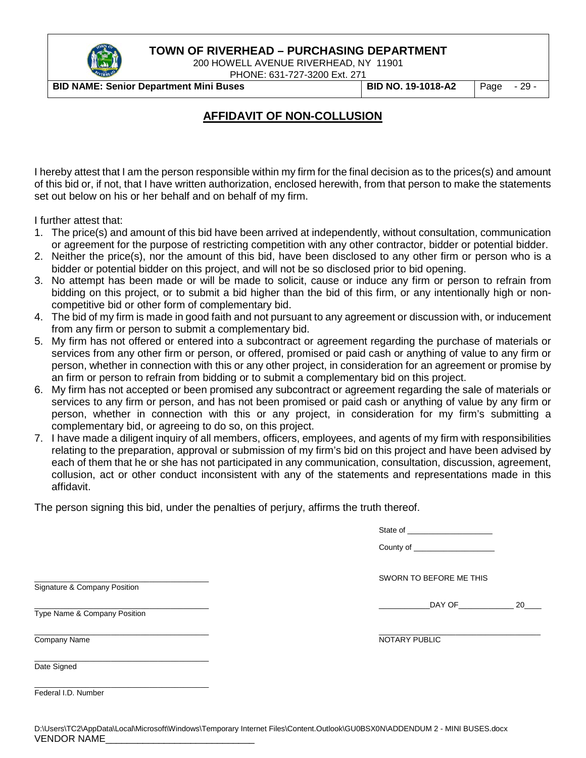## AFFIDAVIT OF NON-COLLUSION

I hereby attest that I am the person responsible within my firm for the final decision as to the prices(s) and amount of this bid or, if not, that I have written authorization, enclosed herewith, from that person to make the statements set out below on his or her behalf and on behalf of my firm.

I further attest that:

1. The price(s) and amount of this bid have been arrived at independently, without consultation, communication or agreement for the purpose of restricting competition with any other contractor, bidder or potential bidder.
2. Neither the price(s), nor the amount of this bid, have been disclosed to any other firm or person who is a bidder or potential bidder on this project, and will not be so disclosed prior to bid opening.
3. No attempt has been made or will be made to solicit, cause or induce any firm or person to refrain from bidding on this project, or to submit a bid higher than the bid of this firm, or any intentionally high or non-competitive bid or other form of complementary bid.
4. The bid of my firm is made in good faith and not pursuant to any agreement or discussion with, or inducement from any firm or person to submit a complementary bid.
5. My firm has not offered or entered into a subcontract or agreement regarding the purchase of materials or services from any other firm or person, or offered, promised or paid cash or anything of value to any firm or person, whether in connection with this or any other project, in consideration for an agreement or promise by an firm or person to refrain from bidding or to submit a complementary bid on this project.
6. My firm has not accepted or been promised any subcontract or agreement regarding the sale of materials or services to any firm or person, and has not been promised or paid cash or anything of value by any firm or person, whether in connection with this or any project, in consideration for my firm's submitting a complementary bid, or agreeing to do so, on this project.
7. I have made a diligent inquiry of all members, officers, employees, and agents of my firm with responsibilities relating to the preparation, approval or submission of my firm's bid on this project and have been advised by each of them that he or she has not participated in any communication, consultation, discussion, agreement, collusion, act or other conduct inconsistent with any of the statements and representations made in this affidavit.

The person signing this bid, under the penalties of perjury, affirms the truth thereof.

State of ___________________

County of ___________________

SWORN TO BEFORE ME THIS

____________DAY OF_____________ 20____

_____________________________________
NOTARY PUBLIC

_____________________________________
Signature & Company Position

_____________________________________
Type Name & Company Position

_____________________________________
Company Name

_____________________________________
Date Signed

_____________________________________
Federal I.D. Number

VENDOR NAME_____________________________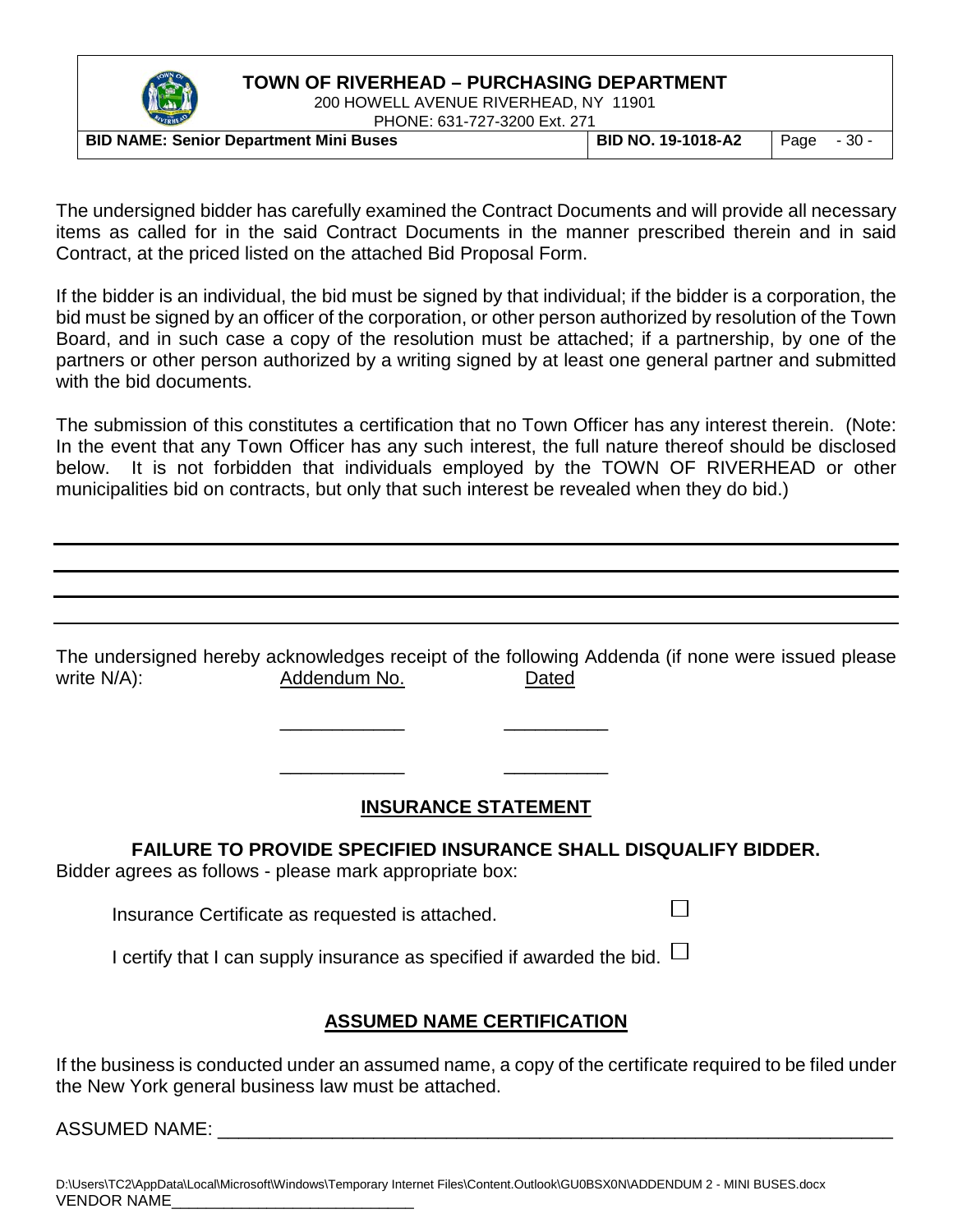The undersigned bidder has carefully examined the Contract Documents and will provide all necessary items as called for in the said Contract Documents in the manner prescribed therein and in said Contract, at the priced listed on the attached Bid Proposal Form.

If the bidder is an individual, the bid must be signed by that individual; if the bidder is a corporation, the bid must be signed by an officer of the corporation, or other person authorized by resolution of the Town Board, and in such case a copy of the resolution must be attached; if a partnership, by one of the partners or other person authorized by a writing signed by at least one general partner and submitted with the bid documents.

The submission of this constitutes a certification that no Town Officer has any interest therein. (Note: In the event that any Town Officer has any such interest, the full nature thereof should be disclosed below. It is not forbidden that individuals employed by the TOWN OF RIVERHEAD or other municipalities bid on contracts, but only that such interest be revealed when they do bid.)

______________________________________________________________________________

______________________________________________________________________________

______________________________________________________________________________

______________________________________________________________________________

The undersigned hereby acknowledges receipt of the following Addenda (if none were issued please write N/A):

| Addendum No. | Dated |
| --- | --- |
| ____________ | __________ |
| ____________ | __________ |

## INSURANCE STATEMENT

**FAILURE TO PROVIDE SPECIFIED INSURANCE SHALL DISQUALIFY BIDDER.**

Bidder agrees as follows - please mark appropriate box:

Insurance Certificate as requested is attached. ☐

I certify that I can supply insurance as specified if awarded the bid. ☐

## ASSUMED NAME CERTIFICATION

If the business is conducted under an assumed name, a copy of the certificate required to be filed under the New York general business law must be attached.

ASSUMED NAME: ____________________________________________________________

VENDOR NAME____________________________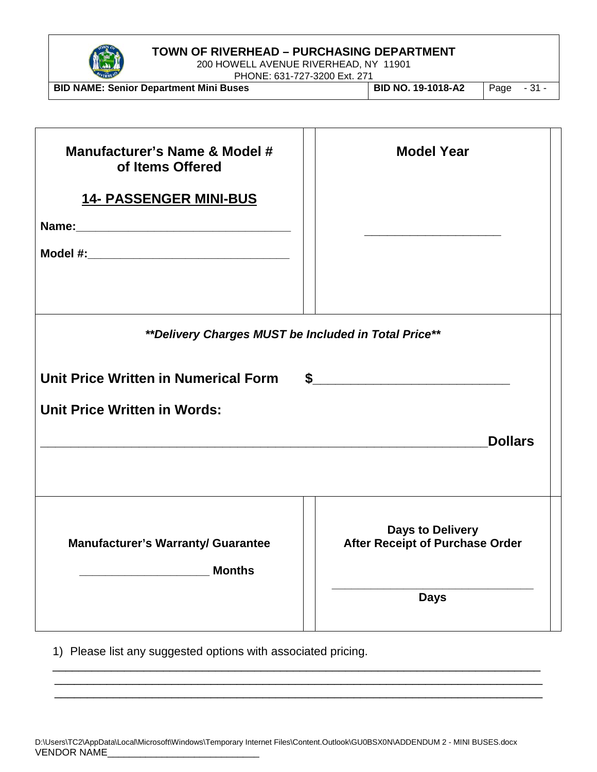| **Manufacturer's Name & Model # of Items Offered** | **Model Year** |
|---|---|
| **14- PASSENGER MINI-BUS**<br><br>**Name:**___________________________________<br><br>**Model #:**________________________________ | ______________________ |

***Delivery Charges MUST be Included in Total Price***

**Unit Price Written in Numerical Form $**____________________________

**Unit Price Written in Words:**

_________________________________________________________________**Dollars**

| **Manufacturer's Warranty/ Guarantee** | **Days to Delivery After Receipt of Purchase Order** |
|---|---|
| ____________________ **Months** | ________________________________<br>**Days** |

1) Please list any suggested options with associated pricing.

________________________________________________________________________________

________________________________________________________________________________

________________________________________________________________________________

D:\Users\TC2\AppData\Local\Microsoft\Windows\Temporary Internet Files\Content.Outlook\GU0BSX0N\ADDENDUM 2 - MINI BUSES.docx

VENDOR NAME____________________________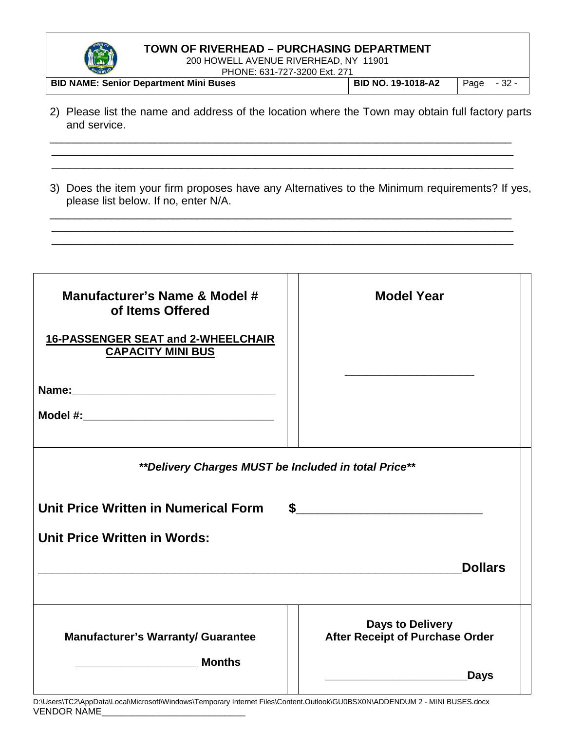2) Please list the name and address of the location where the Town may obtain full factory parts and service.

______________________________________________________________________________
______________________________________________________________________________
______________________________________________________________________________

3) Does the item your firm proposes have any Alternatives to the Minimum requirements? If yes, please list below. If no, enter N/A.

______________________________________________________________________________
______________________________________________________________________________
______________________________________________________________________________

| **Manufacturer's Name & Model # of Items Offered**<br><br>**16-PASSENGER SEAT and 2-WHEELCHAIR CAPACITY MINI BUS**<br><br>**Name:**________________________________<br><br>**Model #:**______________________________ | **Model Year**<br><br>______________________ |
|---|---|
| ***\*\*Delivery Charges MUST be Included in total Price\*\****<br><br>**Unit Price Written in Numerical Form $**__________________________<br><br>**Unit Price Written in Words:**<br><br>____________________________________________________________**Dollars** | |
| **Manufacturer's Warranty/ Guarantee**<br><br>____________________ **Months** | **Days to Delivery After Receipt of Purchase Order**<br><br>______________________**Days** |

D:\Users\TC2\AppData\Local\Microsoft\Windows\Temporary Internet Files\Content.Outlook\GU0BSX0N\ADDENDUM 2 - MINI BUSES.docx

VENDOR NAME____________________________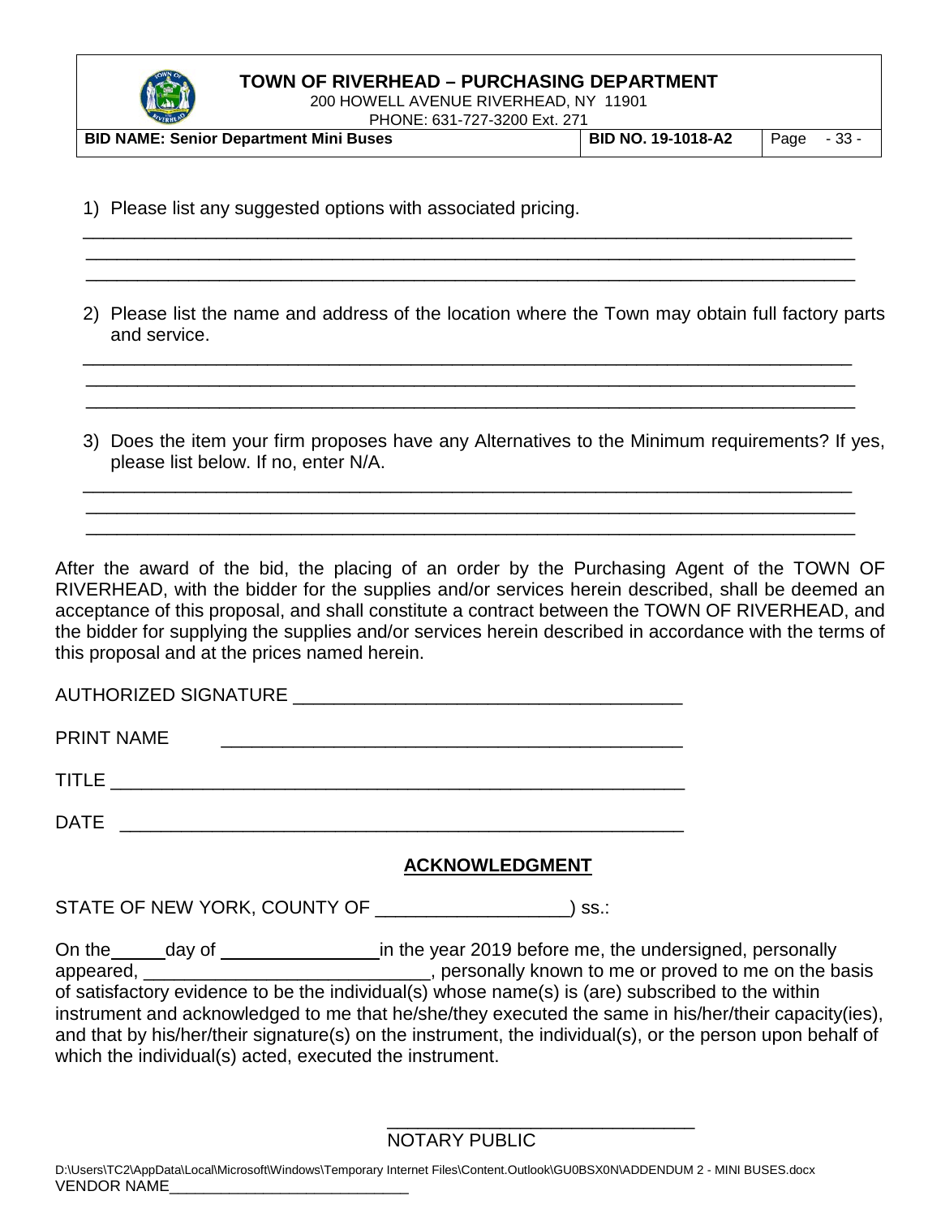1) Please list any suggested options with associated pricing.

________________________________________________________________________________
________________________________________________________________________________
________________________________________________________________________________

2) Please list the name and address of the location where the Town may obtain full factory parts and service.

________________________________________________________________________________
________________________________________________________________________________
________________________________________________________________________________

3) Does the item your firm proposes have any Alternatives to the Minimum requirements? If yes, please list below. If no, enter N/A.

________________________________________________________________________________
________________________________________________________________________________
________________________________________________________________________________

After the award of the bid, the placing of an order by the Purchasing Agent of the TOWN OF RIVERHEAD, with the bidder for the supplies and/or services herein described, shall be deemed an acceptance of this proposal, and shall constitute a contract between the TOWN OF RIVERHEAD, and the bidder for supplying the supplies and/or services herein described in accordance with the terms of this proposal and at the prices named herein.

AUTHORIZED SIGNATURE ______________________________________

PRINT NAME ______________________________________

TITLE ______________________________________

DATE ______________________________________

## ACKNOWLEDGMENT

STATE OF NEW YORK, COUNTY OF __________________) ss.:

On the _____ day of ________________ in the year 2019 before me, the undersigned, personally appeared, ____________________________, personally known to me or proved to me on the basis of satisfactory evidence to be the individual(s) whose name(s) is (are) subscribed to the within instrument and acknowledged to me that he/she/they executed the same in his/her/their capacity(ies), and that by his/her/their signature(s) on the instrument, the individual(s), or the person upon behalf of which the individual(s) acted, executed the instrument.

______________________________
NOTARY PUBLIC

D:\Users\TC2\AppData\Local\Microsoft\Windows\Temporary Internet Files\Content.Outlook\GU0BSX0N\ADDENDUM 2 - MINI BUSES.docx

VENDOR NAME____________________________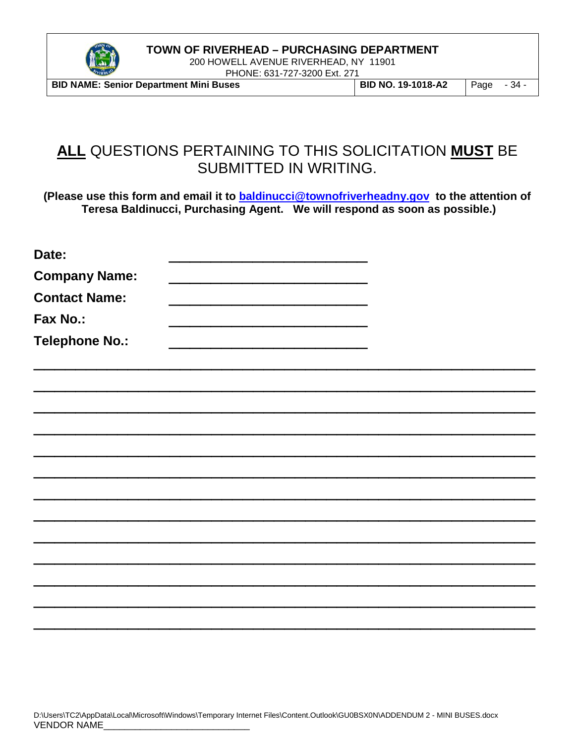# **ALL** QUESTIONS PERTAINING TO THIS SOLICITATION **MUST** BE SUBMITTED IN WRITING.

**(Please use this form and email it to baldinucci@townofriverheadny.gov to the attention of Teresa Baldinucci, Purchasing Agent. We will respond as soon as possible.)**

**Date:** ____________________________

**Company Name:** ____________________________

**Contact Name:** ____________________________

**Fax No.:** ____________________________

**Telephone No.:** ____________________________

________________________________________________________________________

________________________________________________________________________

________________________________________________________________________

________________________________________________________________________

________________________________________________________________________

________________________________________________________________________

________________________________________________________________________

________________________________________________________________________

________________________________________________________________________

________________________________________________________________________

________________________________________________________________________

________________________________________________________________________

________________________________________________________________________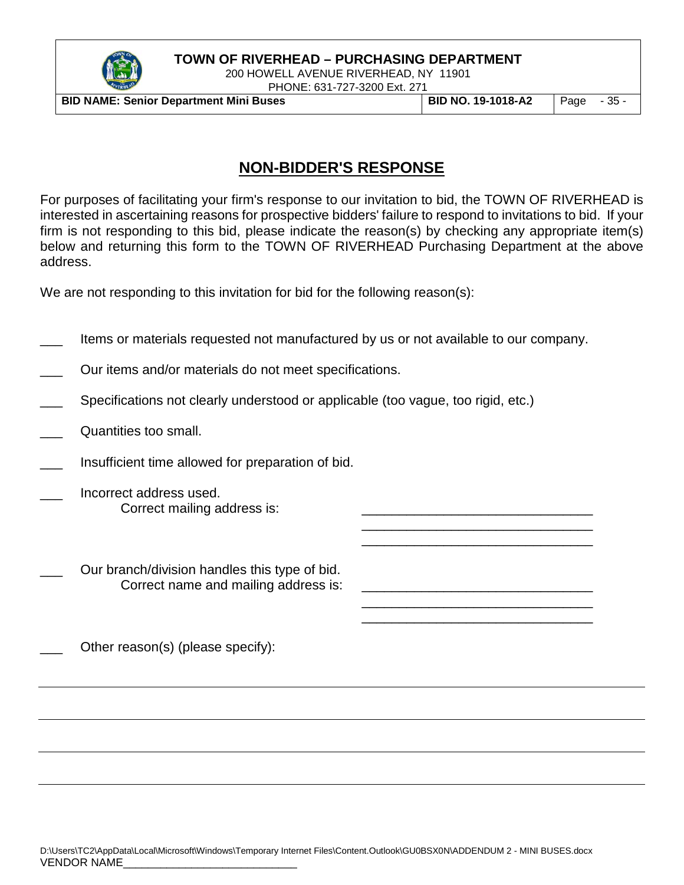## NON-BIDDER'S RESPONSE

For purposes of facilitating your firm's response to our invitation to bid, the TOWN OF RIVERHEAD is interested in ascertaining reasons for prospective bidders' failure to respond to invitations to bid. If your firm is not responding to this bid, please indicate the reason(s) by checking any appropriate item(s) below and returning this form to the TOWN OF RIVERHEAD Purchasing Department at the above address.

We are not responding to this invitation for bid for the following reason(s):

___ Items or materials requested not manufactured by us or not available to our company.

___ Our items and/or materials do not meet specifications.

___ Specifications not clearly understood or applicable (too vague, too rigid, etc.)

___ Quantities too small.

___ Insufficient time allowed for preparation of bid.

___ Incorrect address used.
Correct mailing address is: ________________________________
________________________________
________________________________

___ Our branch/division handles this type of bid.
Correct name and mailing address is: ________________________________
________________________________
________________________________

___ Other reason(s) (please specify):

________________________________________________________________________________

________________________________________________________________________________

________________________________________________________________________________

________________________________________________________________________________

D:\Users\TC2\AppData\Local\Microsoft\Windows\Temporary Internet Files\Content.Outlook\GU0BSX0N\ADDENDUM 2 - MINI BUSES.docx
VENDOR NAME____________________________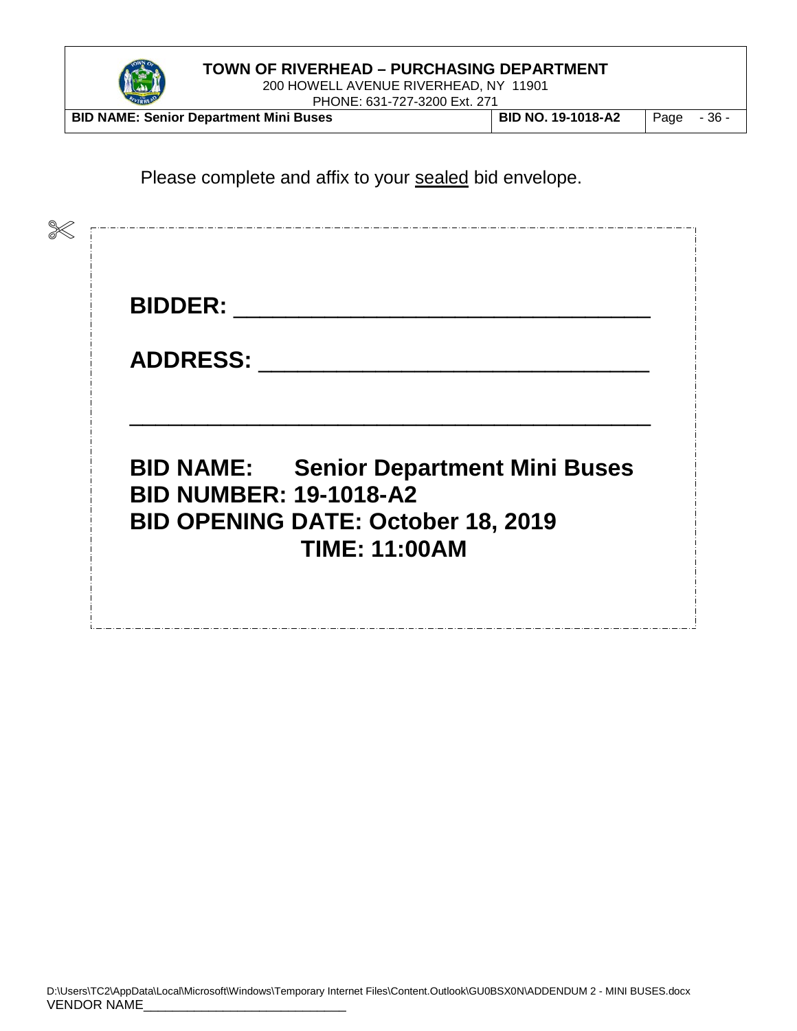Please complete and affix to your sealed bid envelope.

**BIDDER:** ________________________________

**ADDRESS:** ______________________________

__________________________________________

**BID NAME: Senior Department Mini Buses**
**BID NUMBER: 19-1018-A2**
**BID OPENING DATE: October 18, 2019**
**TIME: 11:00AM**

D:\Users\TC2\AppData\Local\Microsoft\Windows\Temporary Internet Files\Content.Outlook\GU0BSX0N\ADDENDUM 2 - MINI BUSES.docx
VENDOR NAME____________________________